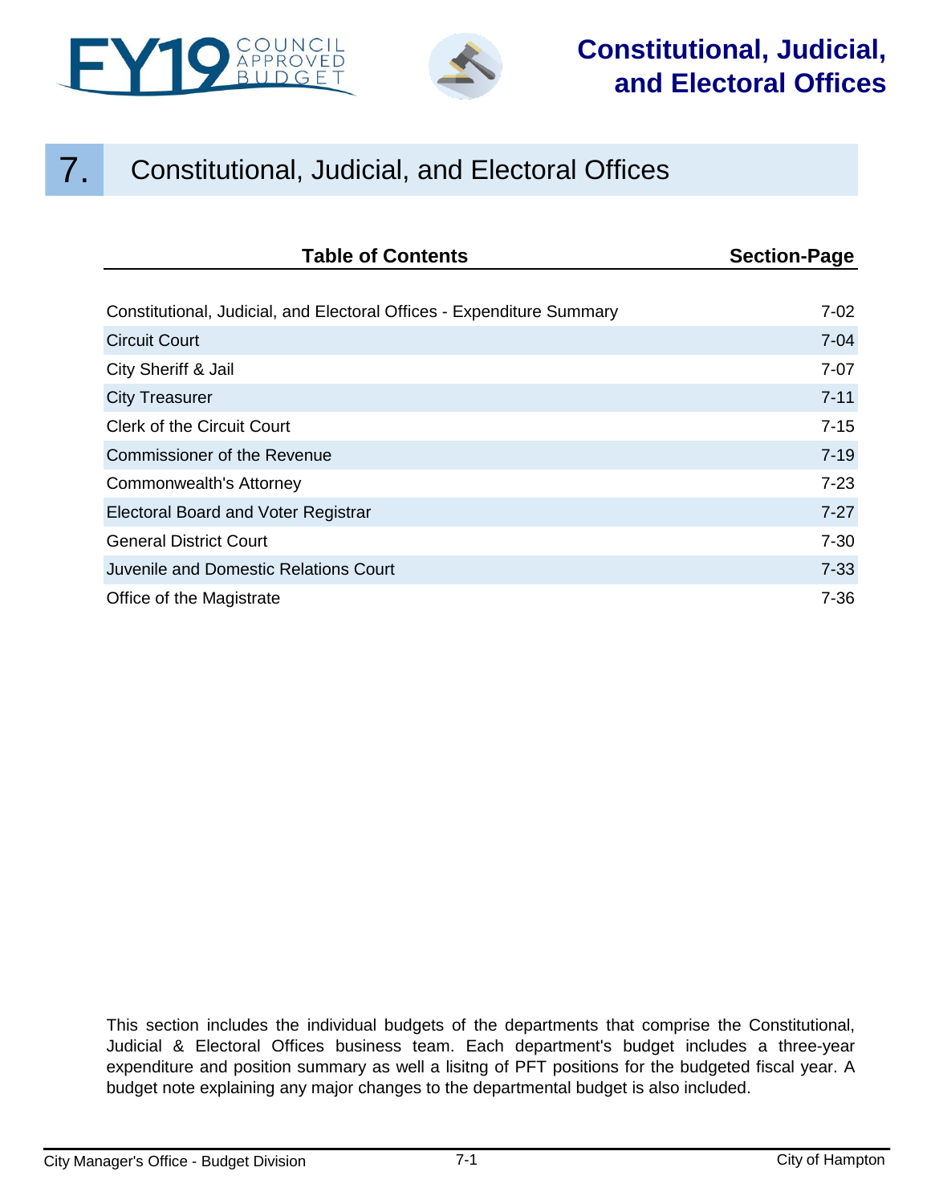# 7. Constitutional, Judicial, and Electoral Offices

| Table of Contents | Section-Page |
| --- | --- |
| Constitutional, Judicial, and Electoral Offices - Expenditure Summary | 7-02 |
| Circuit Court | 7-04 |
| City Sheriff & Jail | 7-07 |
| City Treasurer | 7-11 |
| Clerk of the Circuit Court | 7-15 |
| Commissioner of the Revenue | 7-19 |
| Commonwealth's Attorney | 7-23 |
| Electoral Board and Voter Registrar | 7-27 |
| General District Court | 7-30 |
| Juvenile and Domestic Relations Court | 7-33 |
| Office of the Magistrate | 7-36 |

This section includes the individual budgets of the departments that comprise the Constitutional, Judicial & Electoral Offices business team. Each department's budget includes a three-year expenditure and position summary as well a lisitng of PFT positions for the budgeted fiscal year. A budget note explaining any major changes to the departmental budget is also included.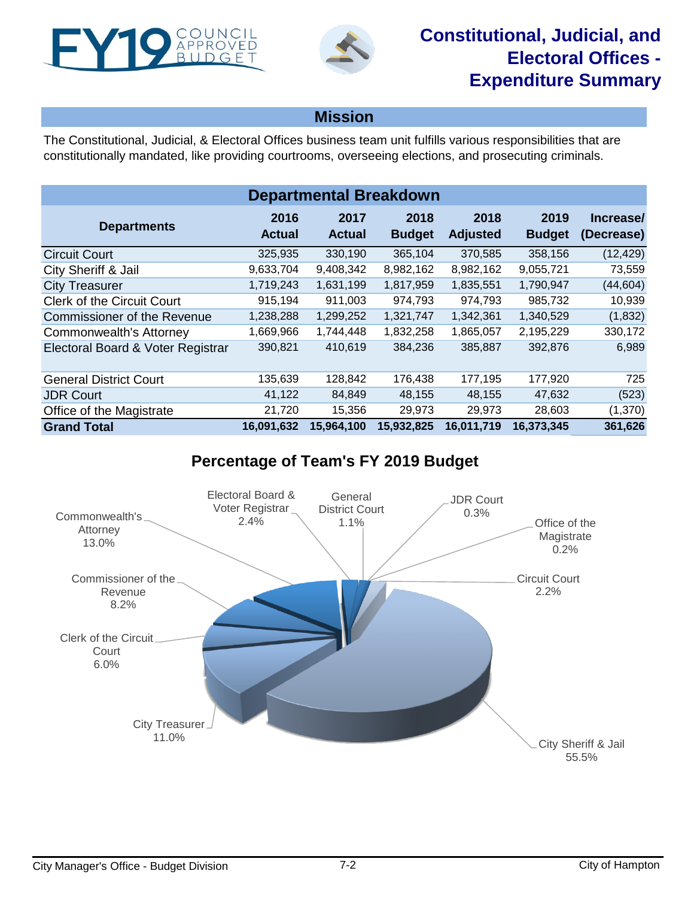# Constitutional, Judicial, and Electoral Offices - Expenditure Summary

## Mission

The Constitutional, Judicial, & Electoral Offices business team unit fulfills various responsibilities that are constitutionally mandated, like providing courtrooms, overseeing elections, and prosecuting criminals.

## Departmental Breakdown

| Departments | 2016 Actual | 2017 Actual | 2018 Budget | 2018 Adjusted | 2019 Budget | Increase/ (Decrease) |
|---|---|---|---|---|---|---|
| Circuit Court | 325,935 | 330,190 | 365,104 | 370,585 | 358,156 | (12,429) |
| City Sheriff & Jail | 9,633,704 | 9,408,342 | 8,982,162 | 8,982,162 | 9,055,721 | 73,559 |
| City Treasurer | 1,719,243 | 1,631,199 | 1,817,959 | 1,835,551 | 1,790,947 | (44,604) |
| Clerk of the Circuit Court | 915,194 | 911,003 | 974,793 | 974,793 | 985,732 | 10,939 |
| Commissioner of the Revenue | 1,238,288 | 1,299,252 | 1,321,747 | 1,342,361 | 1,340,529 | (1,832) |
| Commonwealth's Attorney | 1,669,966 | 1,744,448 | 1,832,258 | 1,865,057 | 2,195,229 | 330,172 |
| Electoral Board & Voter Registrar | 390,821 | 410,619 | 384,236 | 385,887 | 392,876 | 6,989 |
| General District Court | 135,639 | 128,842 | 176,438 | 177,195 | 177,920 | 725 |
| JDR Court | 41,122 | 84,849 | 48,155 | 48,155 | 47,632 | (523) |
| Office of the Magistrate | 21,720 | 15,356 | 29,973 | 29,973 | 28,603 | (1,370) |
| **Grand Total** | **16,091,632** | **15,964,100** | **15,932,825** | **16,011,719** | **16,373,345** | **361,626** |

## Percentage of Team's FY 2019 Budget

- City Sheriff & Jail: 55.5%
- Commonwealth's Attorney: 13.0%
- City Treasurer: 11.0%
- Commissioner of the Revenue: 8.2%
- Clerk of the Circuit Court: 6.0%
- Electoral Board & Voter Registrar: 2.4%
- Circuit Court: 2.2%
- General District Court: 1.1%
- JDR Court: 0.3%
- Office of the Magistrate: 0.2%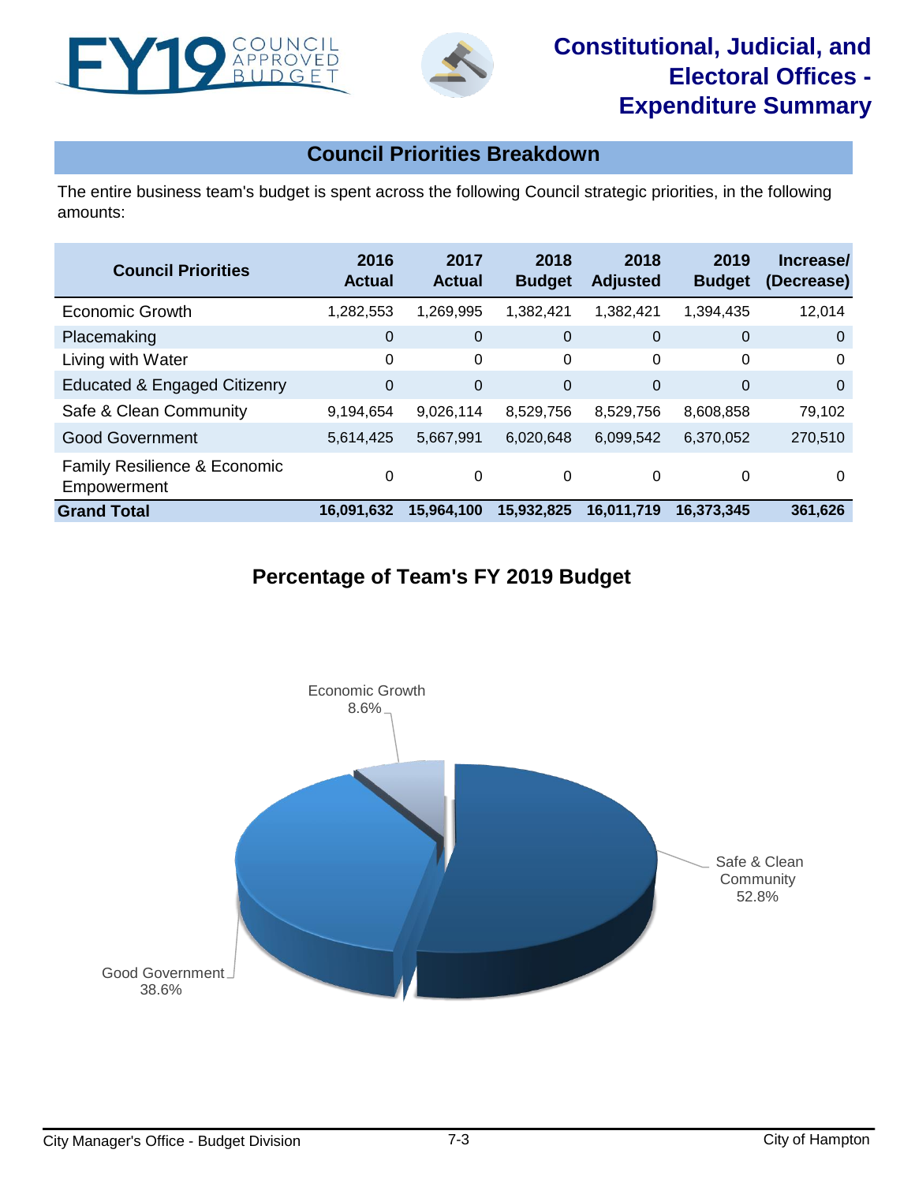# Constitutional, Judicial, and Electoral Offices - Expenditure Summary

## Council Priorities Breakdown

The entire business team's budget is spent across the following Council strategic priorities, in the following amounts:

| Council Priorities | 2016 Actual | 2017 Actual | 2018 Budget | 2018 Adjusted | 2019 Budget | Increase/ (Decrease) |
|---|---|---|---|---|---|---|
| Economic Growth | 1,282,553 | 1,269,995 | 1,382,421 | 1,382,421 | 1,394,435 | 12,014 |
| Placemaking | 0 | 0 | 0 | 0 | 0 | 0 |
| Living with Water | 0 | 0 | 0 | 0 | 0 | 0 |
| Educated & Engaged Citizenry | 0 | 0 | 0 | 0 | 0 | 0 |
| Safe & Clean Community | 9,194,654 | 9,026,114 | 8,529,756 | 8,529,756 | 8,608,858 | 79,102 |
| Good Government | 5,614,425 | 5,667,991 | 6,020,648 | 6,099,542 | 6,370,052 | 270,510 |
| Family Resilience & Economic Empowerment | 0 | 0 | 0 | 0 | 0 | 0 |
| **Grand Total** | **16,091,632** | **15,964,100** | **15,932,825** | **16,011,719** | **16,373,345** | **361,626** |

## Percentage of Team's FY 2019 Budget

Economic Growth 8.6%

Safe & Clean Community 52.8%

Good Government 38.6%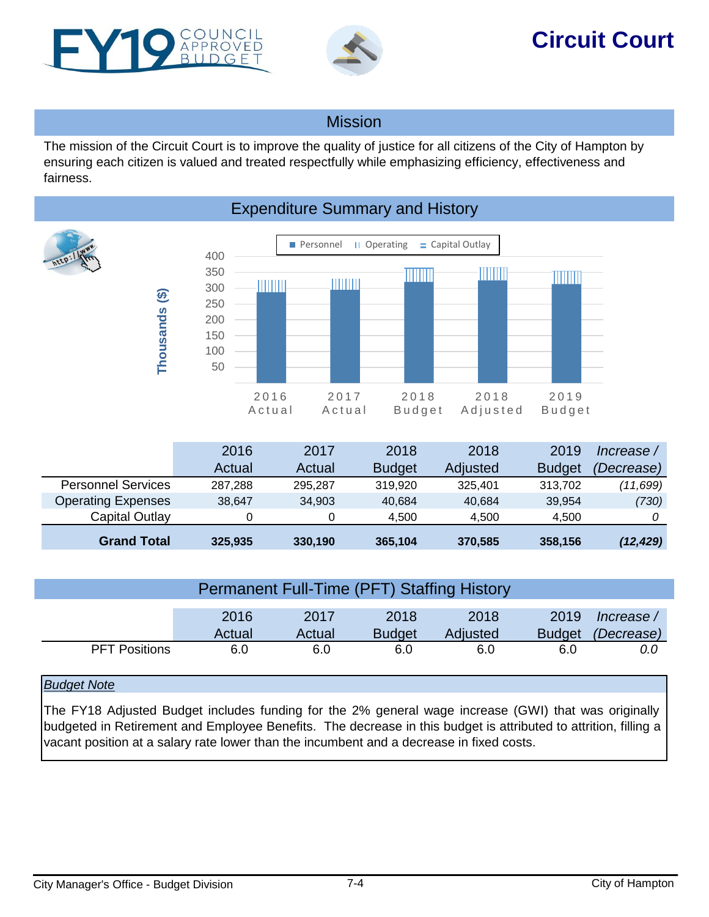# Circuit Court

## Mission

The mission of the Circuit Court is to improve the quality of justice for all citizens of the City of Hampton by ensuring each citizen is valued and treated respectfully while emphasizing efficiency, effectiveness and fairness.

## Expenditure Summary and History

| | 2016 Actual | 2017 Actual | 2018 Budget | 2018 Adjusted | 2019 Budget | *Increase / (Decrease)* |
|---|---|---|---|---|---|---|
| Personnel Services | 287,288 | 295,287 | 319,920 | 325,401 | 313,702 | *(11,699)* |
| Operating Expenses | 38,647 | 34,903 | 40,684 | 40,684 | 39,954 | *(730)* |
| Capital Outlay | 0 | 0 | 4,500 | 4,500 | 4,500 | *0* |
| **Grand Total** | **325,935** | **330,190** | **365,104** | **370,585** | **358,156** | ***(12,429)*** |

## Permanent Full-Time (PFT) Staffing History

| | 2016 Actual | 2017 Actual | 2018 Budget | 2018 Adjusted | 2019 Budget | *Increase / (Decrease)* |
|---|---|---|---|---|---|---|
| PFT Positions | 6.0 | 6.0 | 6.0 | 6.0 | 6.0 | *0.0* |

*Budget Note*

The FY18 Adjusted Budget includes funding for the 2% general wage increase (GWI) that was originally budgeted in Retirement and Employee Benefits. The decrease in this budget is attributed to attrition, filling a vacant position at a salary rate lower than the incumbent and a decrease in fixed costs.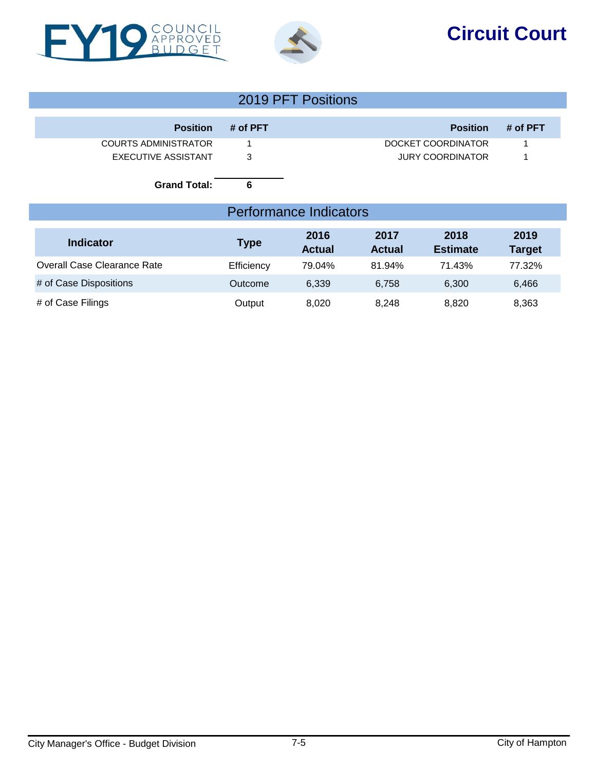# Circuit Court

## 2019 PFT Positions

| Position | # of PFT | Position | # of PFT |
| --- | --- | --- | --- |
| COURTS ADMINISTRATOR | 1 | DOCKET COORDINATOR | 1 |
| EXECUTIVE ASSISTANT | 3 | JURY COORDINATOR | 1 |
| **Grand Total:** | **6** | | |

## Performance Indicators

| Indicator | Type | 2016 Actual | 2017 Actual | 2018 Estimate | 2019 Target |
| --- | --- | --- | --- | --- | --- |
| Overall Case Clearance Rate | Efficiency | 79.04% | 81.94% | 71.43% | 77.32% |
| # of Case Dispositions | Outcome | 6,339 | 6,758 | 6,300 | 6,466 |
| # of Case Filings | Output | 8,020 | 8,248 | 8,820 | 8,363 |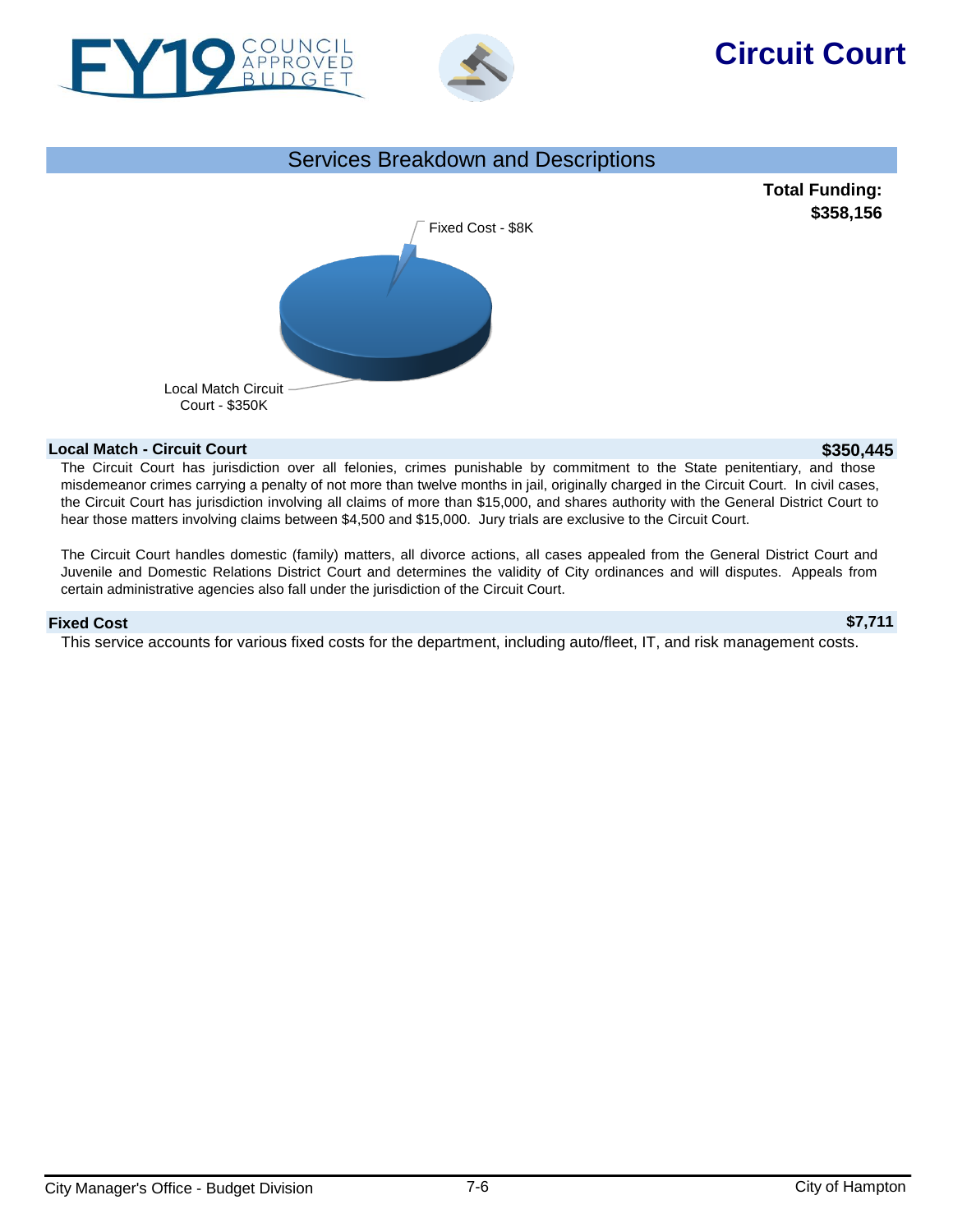# Circuit Court

FY19 COUNCIL APPROVED BUDGET

## Services Breakdown and Descriptions

**Total Funding: $358,156**

Fixed Cost - $8K

Local Match Circuit Court - $350K

### Local Match - Circuit Court **$350,445**

The Circuit Court has jurisdiction over all felonies, crimes punishable by commitment to the State penitentiary, and those misdemeanor crimes carrying a penalty of not more than twelve months in jail, originally charged in the Circuit Court. In civil cases, the Circuit Court has jurisdiction involving all claims of more than $15,000, and shares authority with the General District Court to hear those matters involving claims between $4,500 and $15,000. Jury trials are exclusive to the Circuit Court.

The Circuit Court handles domestic (family) matters, all divorce actions, all cases appealed from the General District Court and Juvenile and Domestic Relations District Court and determines the validity of City ordinances and will disputes. Appeals from certain administrative agencies also fall under the jurisdiction of the Circuit Court.

### Fixed Cost **$7,711**

This service accounts for various fixed costs for the department, including auto/fleet, IT, and risk management costs.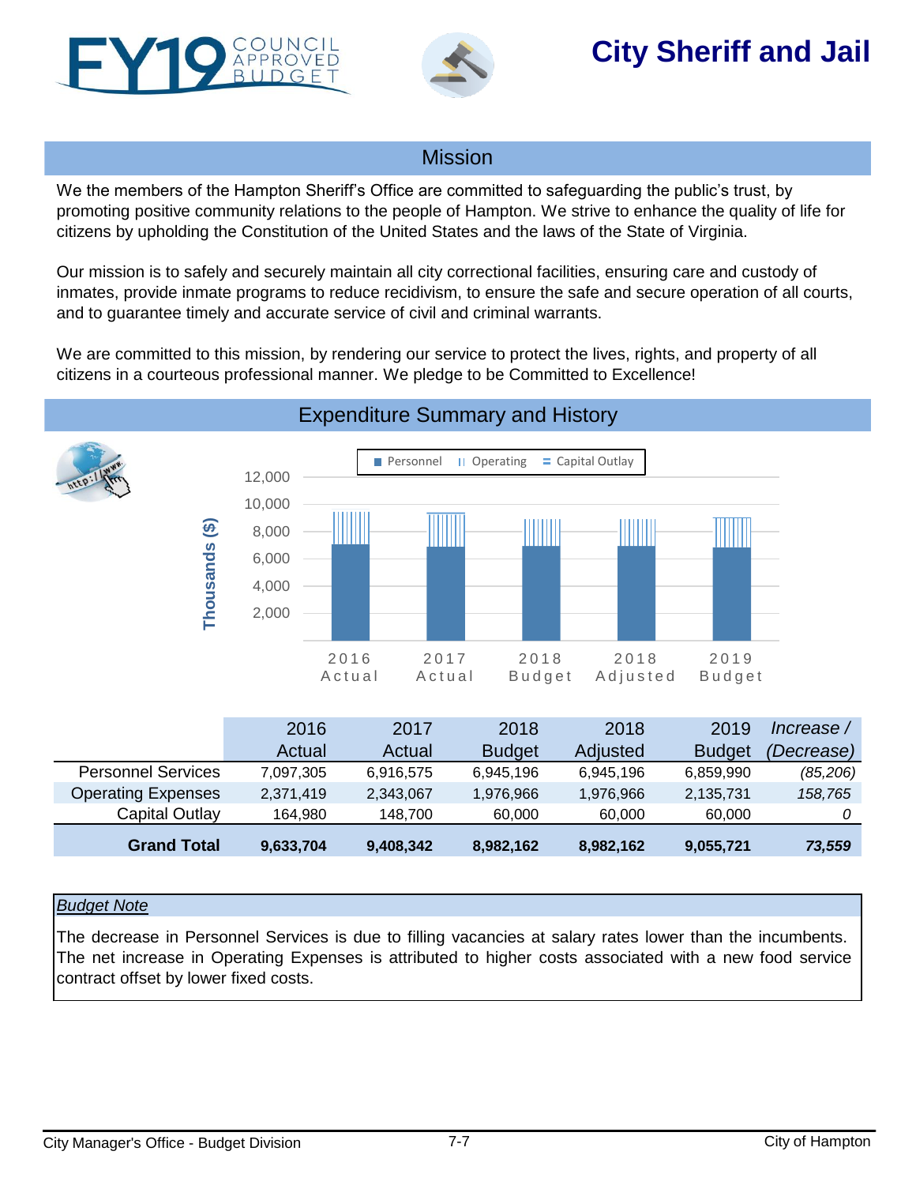# FY19 COUNCIL APPROVED BUDGET

# City Sheriff and Jail

## Mission

We the members of the Hampton Sheriff's Office are committed to safeguarding the public's trust, by promoting positive community relations to the people of Hampton. We strive to enhance the quality of life for citizens by upholding the Constitution of the United States and the laws of the State of Virginia.

Our mission is to safely and securely maintain all city correctional facilities, ensuring care and custody of inmates, provide inmate programs to reduce recidivism, to ensure the safe and secure operation of all courts, and to guarantee timely and accurate service of civil and criminal warrants.

We are committed to this mission, by rendering our service to protect the lives, rights, and property of all citizens in a courteous professional manner. We pledge to be Committed to Excellence!

## Expenditure Summary and History

| | 2016 Actual | 2017 Actual | 2018 Budget | 2018 Adjusted | 2019 Budget | *Increase / (Decrease)* |
|---|---|---|---|---|---|---|
| Personnel Services | 7,097,305 | 6,916,575 | 6,945,196 | 6,945,196 | 6,859,990 | *(85,206)* |
| Operating Expenses | 2,371,419 | 2,343,067 | 1,976,966 | 1,976,966 | 2,135,731 | *158,765* |
| Capital Outlay | 164,980 | 148,700 | 60,000 | 60,000 | 60,000 | *0* |
| **Grand Total** | **9,633,704** | **9,408,342** | **8,982,162** | **8,982,162** | **9,055,721** | ***73,559*** |

*Budget Note*

The decrease in Personnel Services is due to filling vacancies at salary rates lower than the incumbents. The net increase in Operating Expenses is attributed to higher costs associated with a new food service contract offset by lower fixed costs.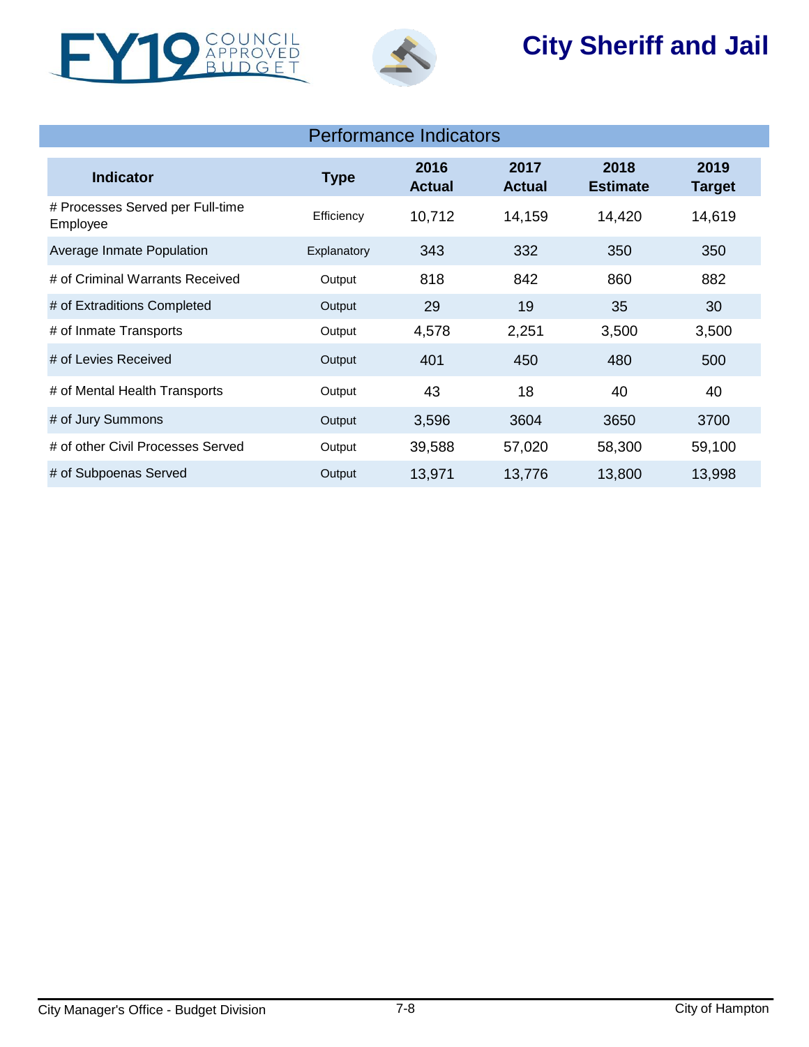# City Sheriff and Jail

## Performance Indicators

| Indicator | Type | 2016 Actual | 2017 Actual | 2018 Estimate | 2019 Target |
|---|---|---|---|---|---|
| # Processes Served per Full-time Employee | Efficiency | 10,712 | 14,159 | 14,420 | 14,619 |
| Average Inmate Population | Explanatory | 343 | 332 | 350 | 350 |
| # of Criminal Warrants Received | Output | 818 | 842 | 860 | 882 |
| # of Extraditions Completed | Output | 29 | 19 | 35 | 30 |
| # of Inmate Transports | Output | 4,578 | 2,251 | 3,500 | 3,500 |
| # of Levies Received | Output | 401 | 450 | 480 | 500 |
| # of Mental Health Transports | Output | 43 | 18 | 40 | 40 |
| # of Jury Summons | Output | 3,596 | 3604 | 3650 | 3700 |
| # of other Civil Processes Served | Output | 39,588 | 57,020 | 58,300 | 59,100 |
| # of Subpoenas Served | Output | 13,971 | 13,776 | 13,800 | 13,998 |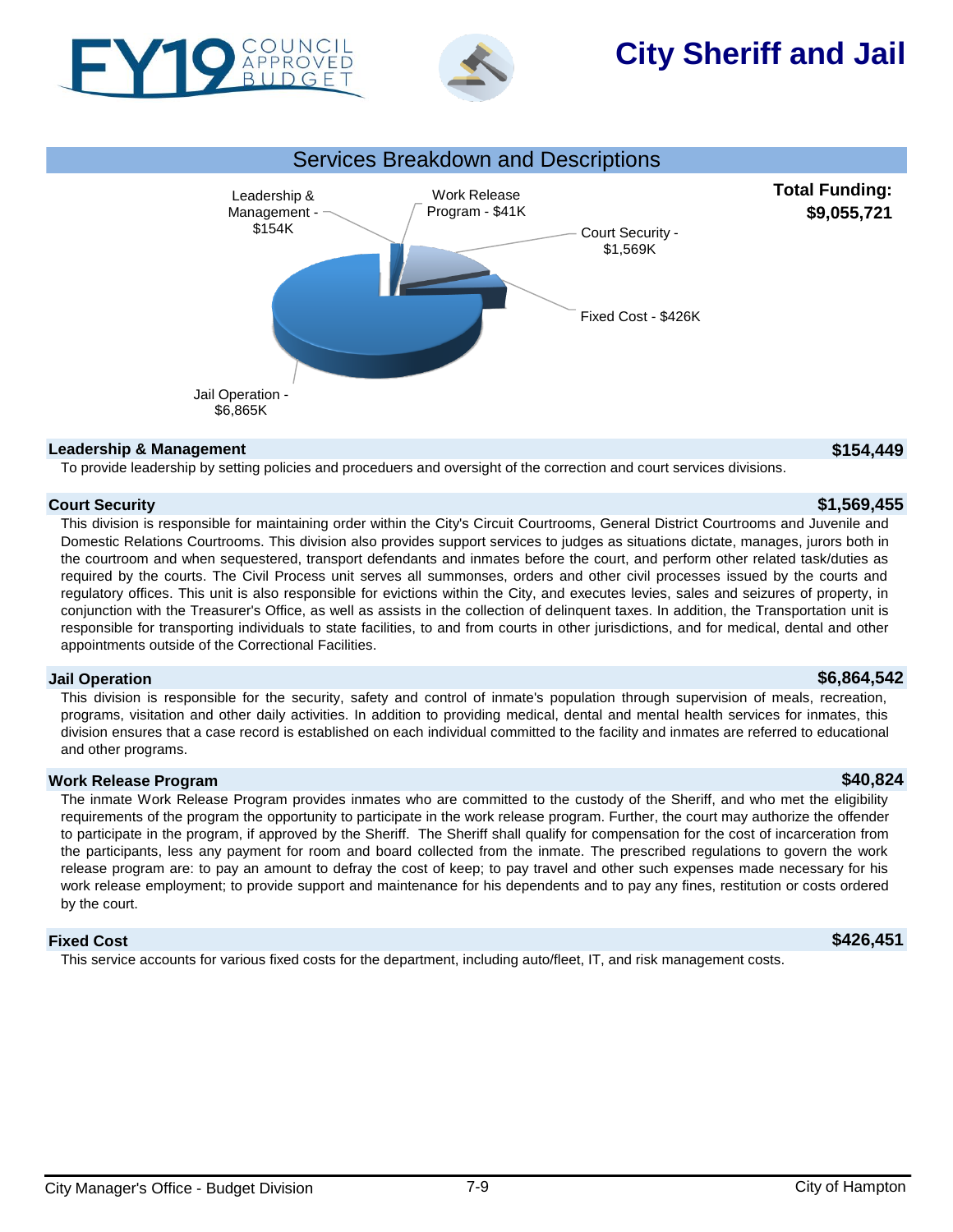# City Sheriff and Jail

FY19 COUNCIL APPROVED BUDGET

## Services Breakdown and Descriptions

Leadership & Management - $154K

Work Release Program - $41K

Court Security - $1,569K

Fixed Cost - $426K

Jail Operation - $6,865K

**Total Funding: $9,055,721**

### Leadership & Management — $154,449

To provide leadership by setting policies and proceduers and oversight of the correction and court services divisions.

### Court Security — $1,569,455

This division is responsible for maintaining order within the City's Circuit Courtrooms, General District Courtrooms and Juvenile and Domestic Relations Courtrooms. This division also provides support services to judges as situations dictate, manages, jurors both in the courtroom and when sequestered, transport defendants and inmates before the court, and perform other related task/duties as required by the courts. The Civil Process unit serves all summonses, orders and other civil processes issued by the courts and regulatory offices. This unit is also responsible for evictions within the City, and executes levies, sales and seizures of property, in conjunction with the Treasurer's Office, as well as assists in the collection of delinquent taxes. In addition, the Transportation unit is responsible for transporting individuals to state facilities, to and from courts in other jurisdictions, and for medical, dental and other appointments outside of the Correctional Facilities.

### Jail Operation — $6,864,542

This division is responsible for the security, safety and control of inmate's population through supervision of meals, recreation, programs, visitation and other daily activities. In addition to providing medical, dental and mental health services for inmates, this division ensures that a case record is established on each individual committed to the facility and inmates are referred to educational and other programs.

### Work Release Program — $40,824

The inmate Work Release Program provides inmates who are committed to the custody of the Sheriff, and who met the eligibility requirements of the program the opportunity to participate in the work release program. Further, the court may authorize the offender to participate in the program, if approved by the Sheriff. The Sheriff shall qualify for compensation for the cost of incarceration from the participants, less any payment for room and board collected from the inmate. The prescribed regulations to govern the work release program are: to pay an amount to defray the cost of keep; to pay travel and other such expenses made necessary for his work release employment; to provide support and maintenance for his dependents and to pay any fines, restitution or costs ordered by the court.

### Fixed Cost — $426,451

This service accounts for various fixed costs for the department, including auto/fleet, IT, and risk management costs.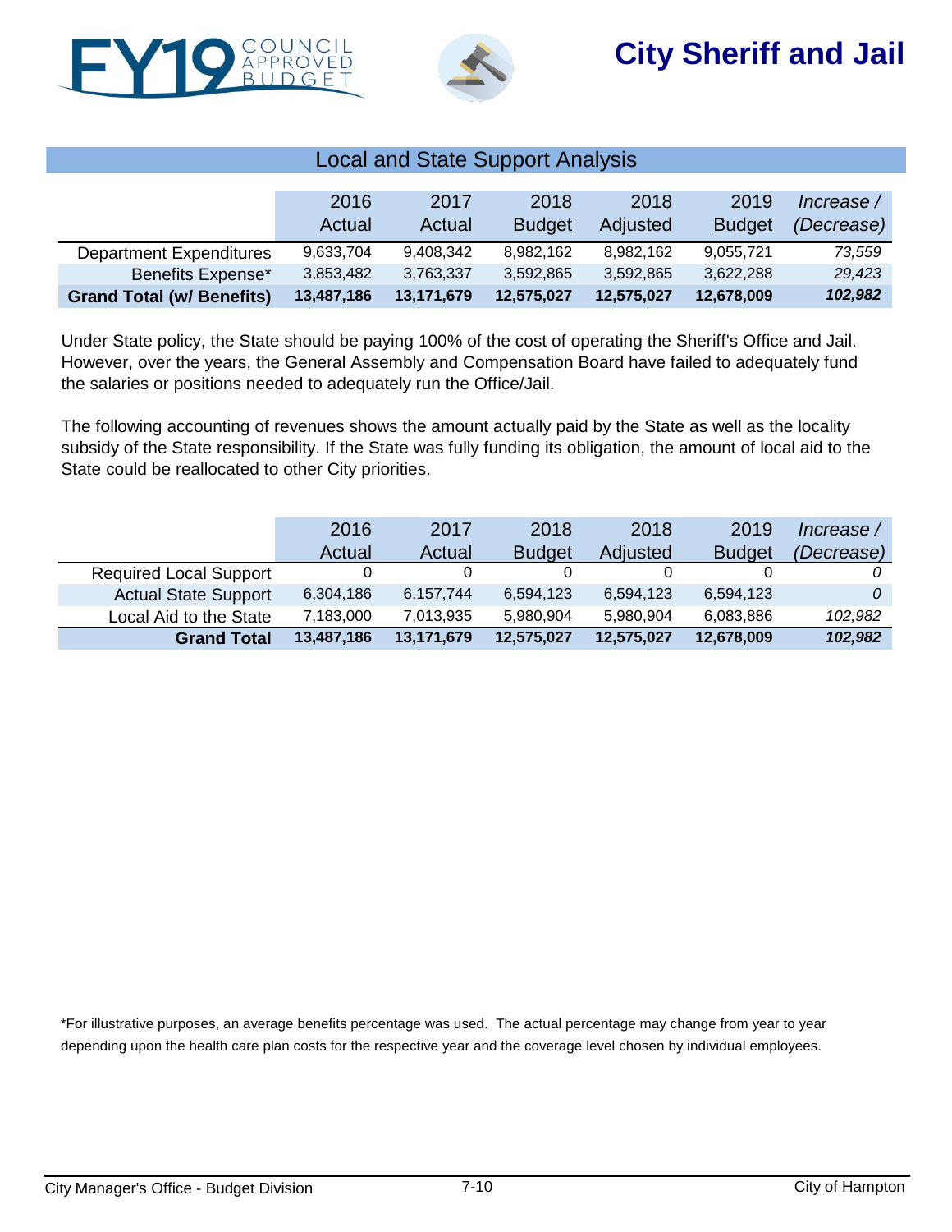# City Sheriff and Jail

## Local and State Support Analysis

| | 2016 Actual | 2017 Actual | 2018 Budget | 2018 Adjusted | 2019 Budget | *Increase / (Decrease)* |
|---|---|---|---|---|---|---|
| Department Expenditures | 9,633,704 | 9,408,342 | 8,982,162 | 8,982,162 | 9,055,721 | *73,559* |
| Benefits Expense* | 3,853,482 | 3,763,337 | 3,592,865 | 3,592,865 | 3,622,288 | *29,423* |
| **Grand Total (w/ Benefits)** | **13,487,186** | **13,171,679** | **12,575,027** | **12,575,027** | **12,678,009** | ***102,982*** |

Under State policy, the State should be paying 100% of the cost of operating the Sheriff's Office and Jail. However, over the years, the General Assembly and Compensation Board have failed to adequately fund the salaries or positions needed to adequately run the Office/Jail.

The following accounting of revenues shows the amount actually paid by the State as well as the locality subsidy of the State responsibility. If the State was fully funding its obligation, the amount of local aid to the State could be reallocated to other City priorities.

| | 2016 Actual | 2017 Actual | 2018 Budget | 2018 Adjusted | 2019 Budget | *Increase / (Decrease)* |
|---|---|---|---|---|---|---|
| Required Local Support | 0 | 0 | 0 | 0 | 0 | *0* |
| Actual State Support | 6,304,186 | 6,157,744 | 6,594,123 | 6,594,123 | 6,594,123 | *0* |
| Local Aid to the State | 7,183,000 | 7,013,935 | 5,980,904 | 5,980,904 | 6,083,886 | *102,982* |
| **Grand Total** | **13,487,186** | **13,171,679** | **12,575,027** | **12,575,027** | **12,678,009** | ***102,982*** |

*For illustrative purposes, an average benefits percentage was used. The actual percentage may change from year to year depending upon the health care plan costs for the respective year and the coverage level chosen by individual employees.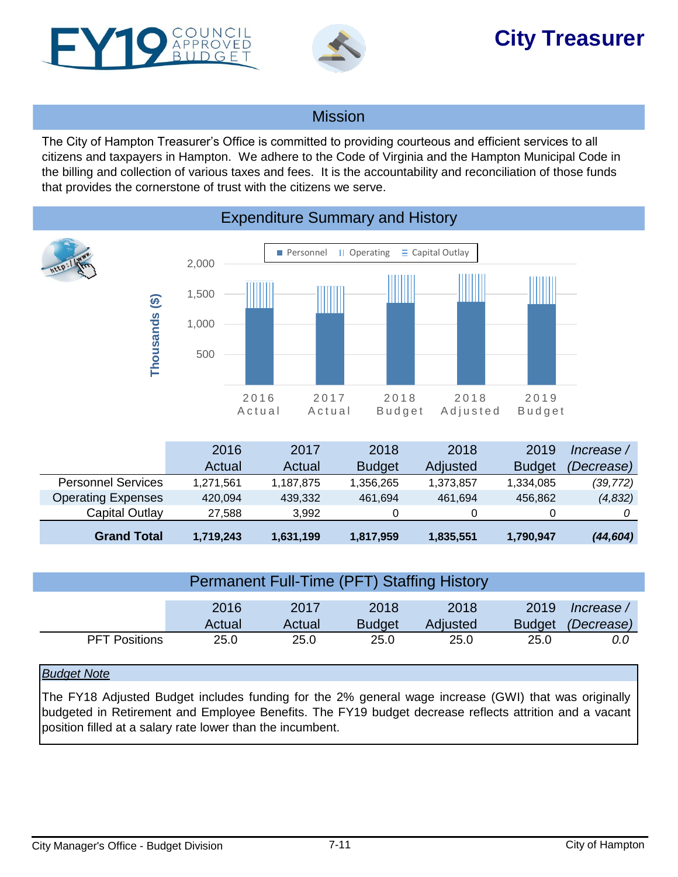# FY19 COUNCIL APPROVED BUDGET

# City Treasurer

## Mission

The City of Hampton Treasurer's Office is committed to providing courteous and efficient services to all citizens and taxpayers in Hampton. We adhere to the Code of Virginia and the Hampton Municipal Code in the billing and collection of various taxes and fees. It is the accountability and reconciliation of those funds that provides the cornerstone of trust with the citizens we serve.

## Expenditure Summary and History

| | 2016 Actual | 2017 Actual | 2018 Budget | 2018 Adjusted | 2019 Budget | *Increase / (Decrease)* |
|---|---|---|---|---|---|---|
| Personnel Services | 1,271,561 | 1,187,875 | 1,356,265 | 1,373,857 | 1,334,085 | *(39,772)* |
| Operating Expenses | 420,094 | 439,332 | 461,694 | 461,694 | 456,862 | *(4,832)* |
| Capital Outlay | 27,588 | 3,992 | 0 | 0 | 0 | *0* |
| **Grand Total** | **1,719,243** | **1,631,199** | **1,817,959** | **1,835,551** | **1,790,947** | ***(44,604)*** |

## Permanent Full-Time (PFT) Staffing History

| | 2016 Actual | 2017 Actual | 2018 Budget | 2018 Adjusted | 2019 Budget | *Increase / (Decrease)* |
|---|---|---|---|---|---|---|
| PFT Positions | 25.0 | 25.0 | 25.0 | 25.0 | 25.0 | *0.0* |

*Budget Note*

The FY18 Adjusted Budget includes funding for the 2% general wage increase (GWI) that was originally budgeted in Retirement and Employee Benefits. The FY19 budget decrease reflects attrition and a vacant position filled at a salary rate lower than the incumbent.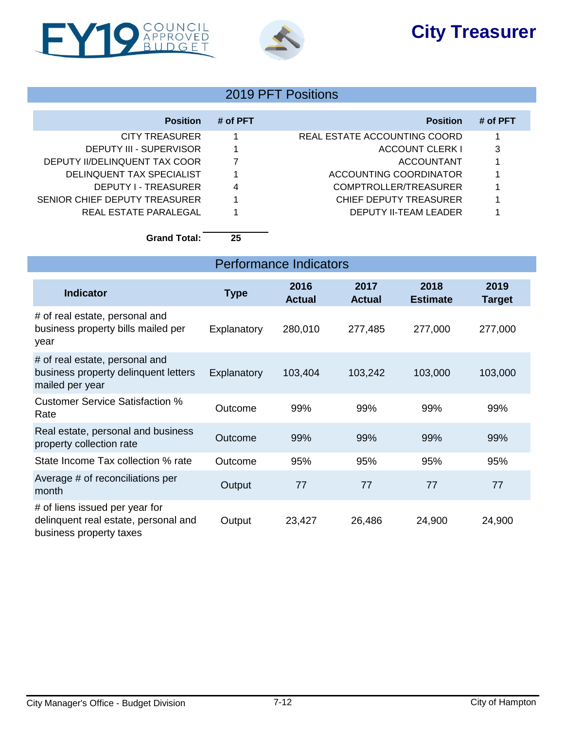# City Treasurer

## 2019 PFT Positions

| Position | # of PFT | Position | # of PFT |
|---|---|---|---|
| CITY TREASURER | 1 | REAL ESTATE ACCOUNTING COORD | 1 |
| DEPUTY III - SUPERVISOR | 1 | ACCOUNT CLERK I | 3 |
| DEPUTY II/DELINQUENT TAX COOR | 7 | ACCOUNTANT | 1 |
| DELINQUENT TAX SPECIALIST | 1 | ACCOUNTING COORDINATOR | 1 |
| DEPUTY I - TREASURER | 4 | COMPTROLLER/TREASURER | 1 |
| SENIOR CHIEF DEPUTY TREASURER | 1 | CHIEF DEPUTY TREASURER | 1 |
| REAL ESTATE PARALEGAL | 1 | DEPUTY II-TEAM LEADER | 1 |
| **Grand Total:** | **25** | | |

## Performance Indicators

| Indicator | Type | 2016 Actual | 2017 Actual | 2018 Estimate | 2019 Target |
|---|---|---|---|---|---|
| # of real estate, personal and business property bills mailed per year | Explanatory | 280,010 | 277,485 | 277,000 | 277,000 |
| # of real estate, personal and business property delinquent letters mailed per year | Explanatory | 103,404 | 103,242 | 103,000 | 103,000 |
| Customer Service Satisfaction % Rate | Outcome | 99% | 99% | 99% | 99% |
| Real estate, personal and business property collection rate | Outcome | 99% | 99% | 99% | 99% |
| State Income Tax collection % rate | Outcome | 95% | 95% | 95% | 95% |
| Average # of reconciliations per month | Output | 77 | 77 | 77 | 77 |
| # of liens issued per year for delinquent real estate, personal and business property taxes | Output | 23,427 | 26,486 | 24,900 | 24,900 |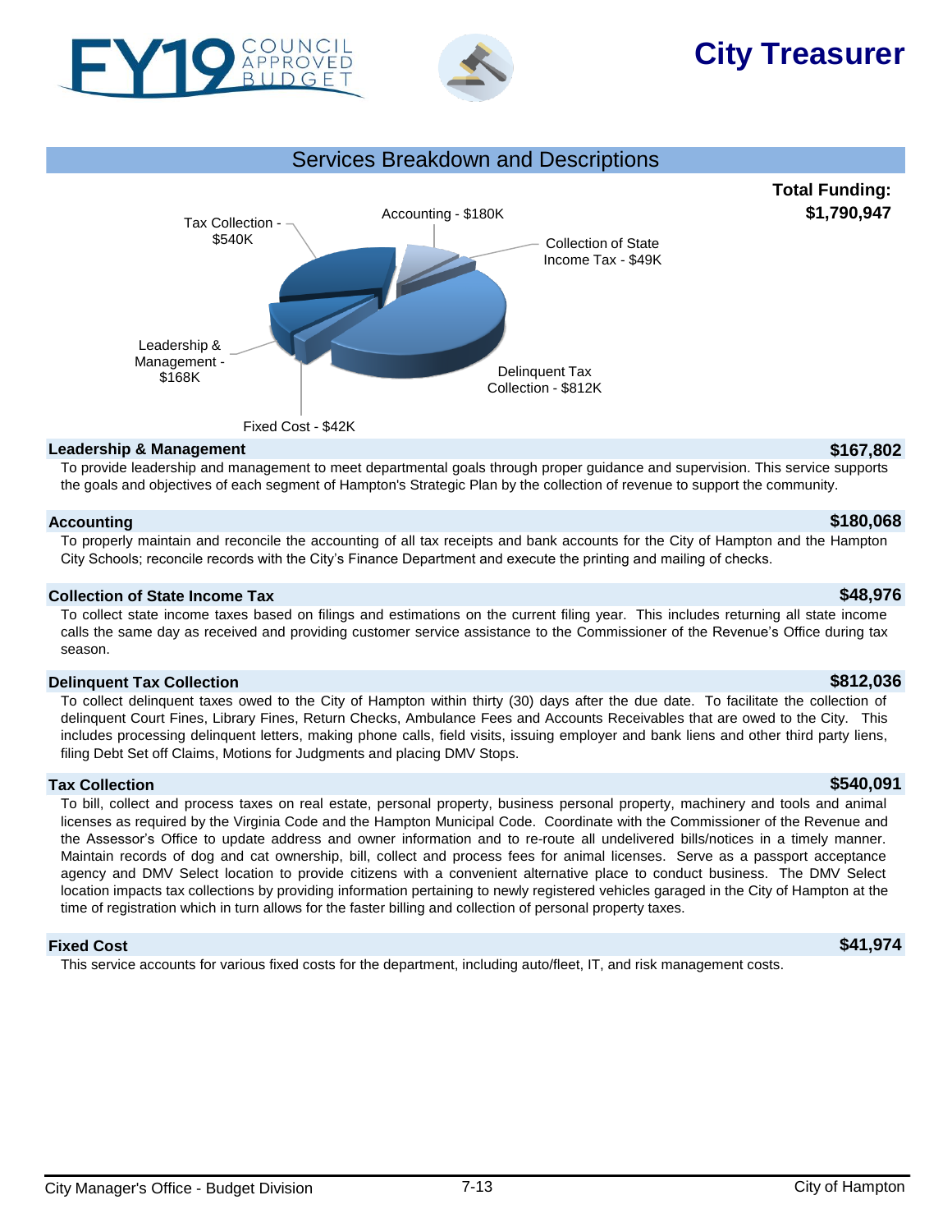# City Treasurer

## Services Breakdown and Descriptions

**Total Funding: $1,790,947**

Tax Collection - $540K

Accounting - $180K

Collection of State Income Tax - $49K

Leadership & Management - $168K

Delinquent Tax Collection - $812K

Fixed Cost - $42K

### Leadership & Management — $167,802

To provide leadership and management to meet departmental goals through proper guidance and supervision. This service supports the goals and objectives of each segment of Hampton's Strategic Plan by the collection of revenue to support the community.

### Accounting — $180,068

To properly maintain and reconcile the accounting of all tax receipts and bank accounts for the City of Hampton and the Hampton City Schools; reconcile records with the City's Finance Department and execute the printing and mailing of checks.

### Collection of State Income Tax — $48,976

To collect state income taxes based on filings and estimations on the current filing year. This includes returning all state income calls the same day as received and providing customer service assistance to the Commissioner of the Revenue's Office during tax season.

### Delinquent Tax Collection — $812,036

To collect delinquent taxes owed to the City of Hampton within thirty (30) days after the due date. To facilitate the collection of delinquent Court Fines, Library Fines, Return Checks, Ambulance Fees and Accounts Receivables that are owed to the City. This includes processing delinquent letters, making phone calls, field visits, issuing employer and bank liens and other third party liens, filing Debt Set off Claims, Motions for Judgments and placing DMV Stops.

### Tax Collection — $540,091

To bill, collect and process taxes on real estate, personal property, business personal property, machinery and tools and animal licenses as required by the Virginia Code and the Hampton Municipal Code. Coordinate with the Commissioner of the Revenue and the Assessor's Office to update address and owner information and to re-route all undelivered bills/notices in a timely manner. Maintain records of dog and cat ownership, bill, collect and process fees for animal licenses. Serve as a passport acceptance agency and DMV Select location to provide citizens with a convenient alternative place to conduct business. The DMV Select location impacts tax collections by providing information pertaining to newly registered vehicles garaged in the City of Hampton at the time of registration which in turn allows for the faster billing and collection of personal property taxes.

### Fixed Cost — $41,974

This service accounts for various fixed costs for the department, including auto/fleet, IT, and risk management costs.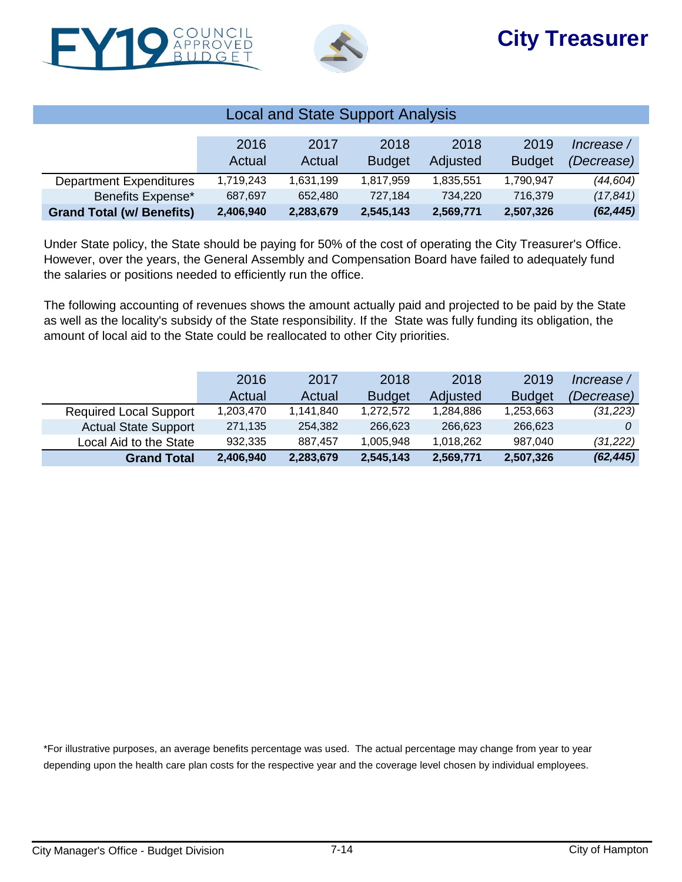# City Treasurer

## Local and State Support Analysis

| | 2016 Actual | 2017 Actual | 2018 Budget | 2018 Adjusted | 2019 Budget | *Increase / (Decrease)* |
|---|---|---|---|---|---|---|
| Department Expenditures | 1,719,243 | 1,631,199 | 1,817,959 | 1,835,551 | 1,790,947 | *(44,604)* |
| Benefits Expense* | 687,697 | 652,480 | 727,184 | 734,220 | 716,379 | *(17,841)* |
| **Grand Total (w/ Benefits)** | **2,406,940** | **2,283,679** | **2,545,143** | **2,569,771** | **2,507,326** | ***(62,445)*** |

Under State policy, the State should be paying for 50% of the cost of operating the City Treasurer's Office. However, over the years, the General Assembly and Compensation Board have failed to adequately fund the salaries or positions needed to efficiently run the office.

The following accounting of revenues shows the amount actually paid and projected to be paid by the State as well as the locality's subsidy of the State responsibility. If the State was fully funding its obligation, the amount of local aid to the State could be reallocated to other City priorities.

| | 2016 Actual | 2017 Actual | 2018 Budget | 2018 Adjusted | 2019 Budget | *Increase / (Decrease)* |
|---|---|---|---|---|---|---|
| Required Local Support | 1,203,470 | 1,141,840 | 1,272,572 | 1,284,886 | 1,253,663 | *(31,223)* |
| Actual State Support | 271,135 | 254,382 | 266,623 | 266,623 | 266,623 | *0* |
| Local Aid to the State | 932,335 | 887,457 | 1,005,948 | 1,018,262 | 987,040 | *(31,222)* |
| **Grand Total** | **2,406,940** | **2,283,679** | **2,545,143** | **2,569,771** | **2,507,326** | ***(62,445)*** |

*For illustrative purposes, an average benefits percentage was used. The actual percentage may change from year to year depending upon the health care plan costs for the respective year and the coverage level chosen by individual employees.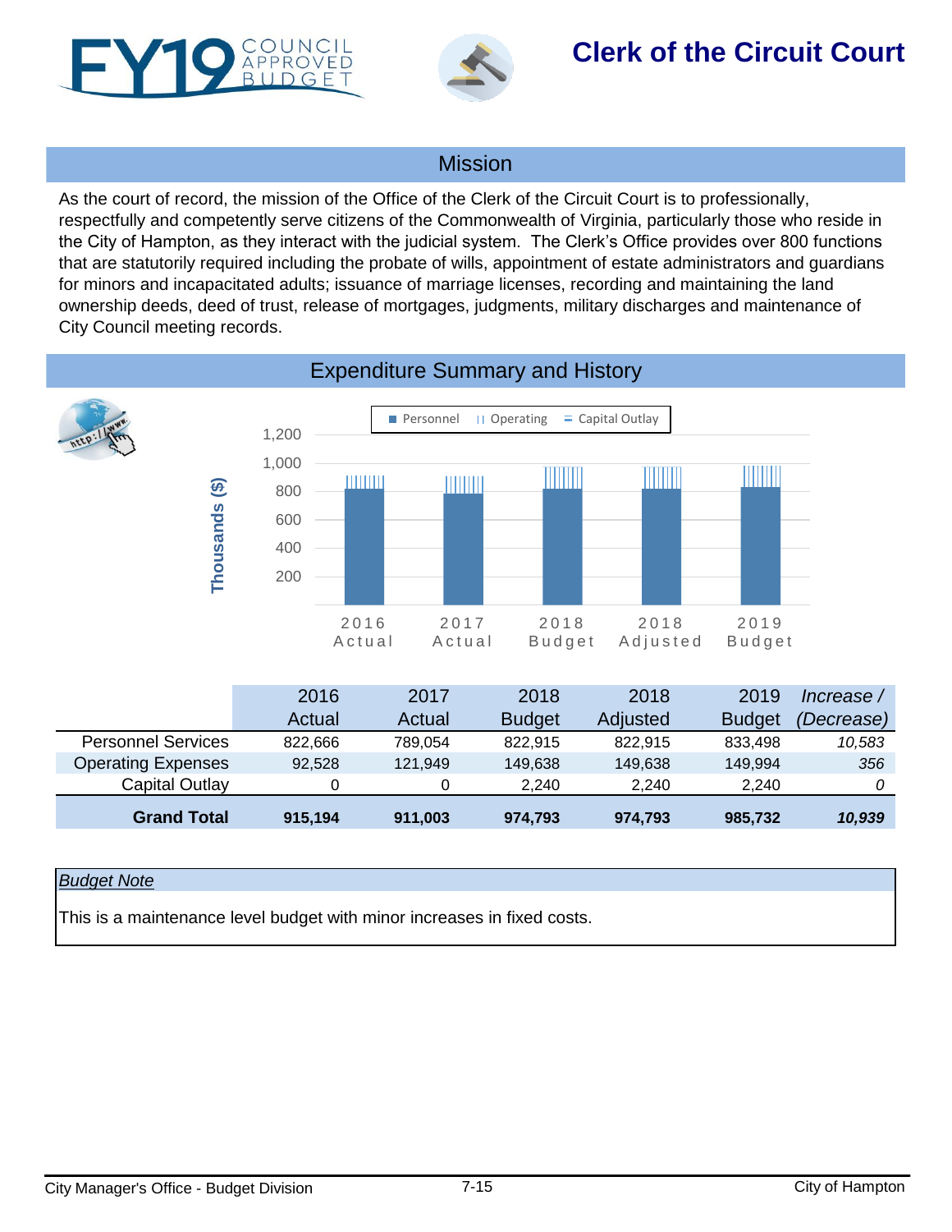# Clerk of the Circuit Court

## Mission

As the court of record, the mission of the Office of the Clerk of the Circuit Court is to professionally, respectfully and competently serve citizens of the Commonwealth of Virginia, particularly those who reside in the City of Hampton, as they interact with the judicial system. The Clerk's Office provides over 800 functions that are statutorily required including the probate of wills, appointment of estate administrators and guardians for minors and incapacitated adults; issuance of marriage licenses, recording and maintaining the land ownership deeds, deed of trust, release of mortgages, judgments, military discharges and maintenance of City Council meeting records.

## Expenditure Summary and History

| | 2016 Actual | 2017 Actual | 2018 Budget | 2018 Adjusted | 2019 Budget | *Increase / (Decrease)* |
|---|---|---|---|---|---|---|
| Personnel Services | 822,666 | 789,054 | 822,915 | 822,915 | 833,498 | *10,583* |
| Operating Expenses | 92,528 | 121,949 | 149,638 | 149,638 | 149,994 | *356* |
| Capital Outlay | 0 | 0 | 2,240 | 2,240 | 2,240 | *0* |
| **Grand Total** | **915,194** | **911,003** | **974,793** | **974,793** | **985,732** | ***10,939*** |

*Budget Note*

This is a maintenance level budget with minor increases in fixed costs.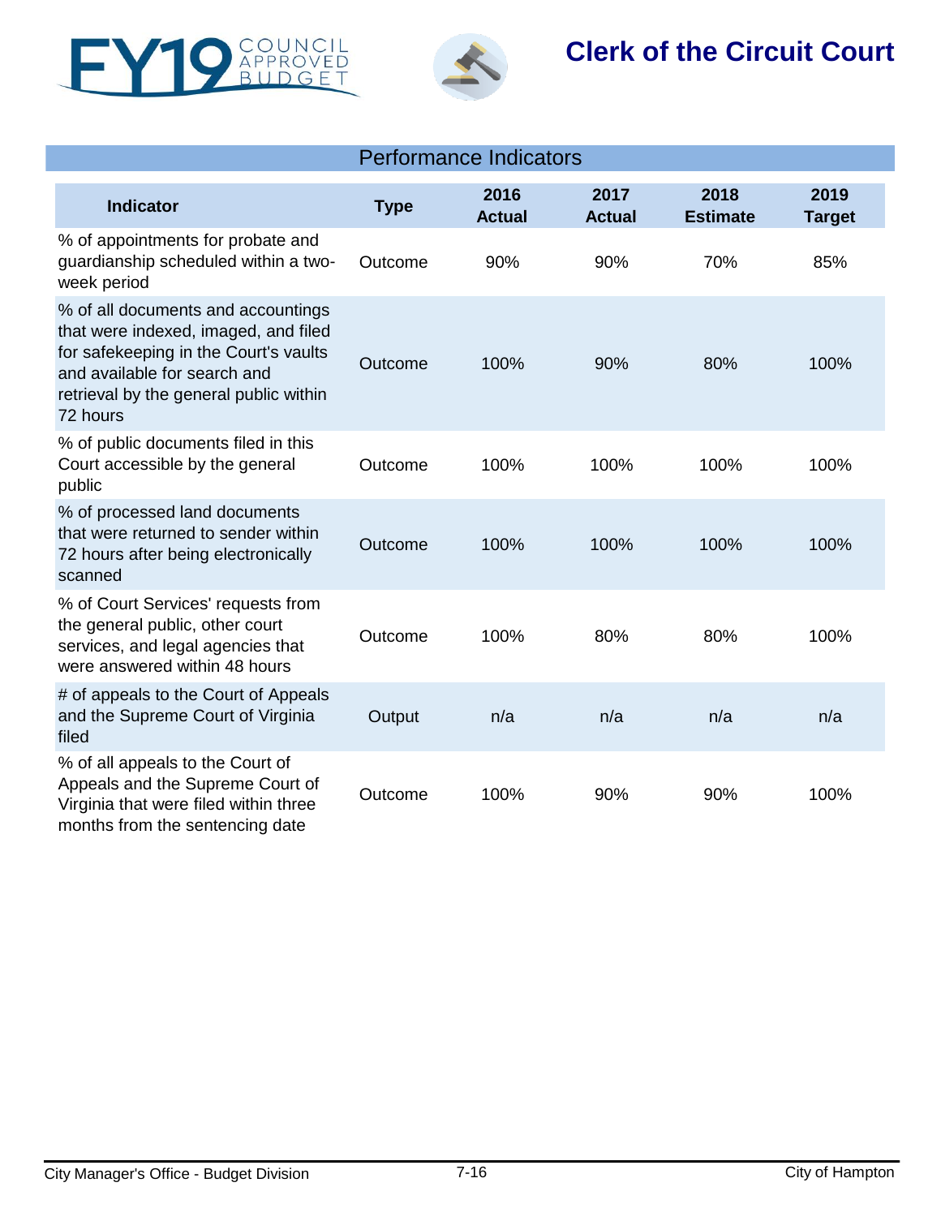# Clerk of the Circuit Court

## Performance Indicators

| Indicator | Type | 2016 Actual | 2017 Actual | 2018 Estimate | 2019 Target |
|---|---|---|---|---|---|
| % of appointments for probate and guardianship scheduled within a two-week period | Outcome | 90% | 90% | 70% | 85% |
| % of all documents and accountings that were indexed, imaged, and filed for safekeeping in the Court's vaults and available for search and retrieval by the general public within 72 hours | Outcome | 100% | 90% | 80% | 100% |
| % of public documents filed in this Court accessible by the general public | Outcome | 100% | 100% | 100% | 100% |
| % of processed land documents that were returned to sender within 72 hours after being electronically scanned | Outcome | 100% | 100% | 100% | 100% |
| % of Court Services' requests from the general public, other court services, and legal agencies that were answered within 48 hours | Outcome | 100% | 80% | 80% | 100% |
| # of appeals to the Court of Appeals and the Supreme Court of Virginia filed | Output | n/a | n/a | n/a | n/a |
| % of all appeals to the Court of Appeals and the Supreme Court of Virginia that were filed within three months from the sentencing date | Outcome | 100% | 90% | 90% | 100% |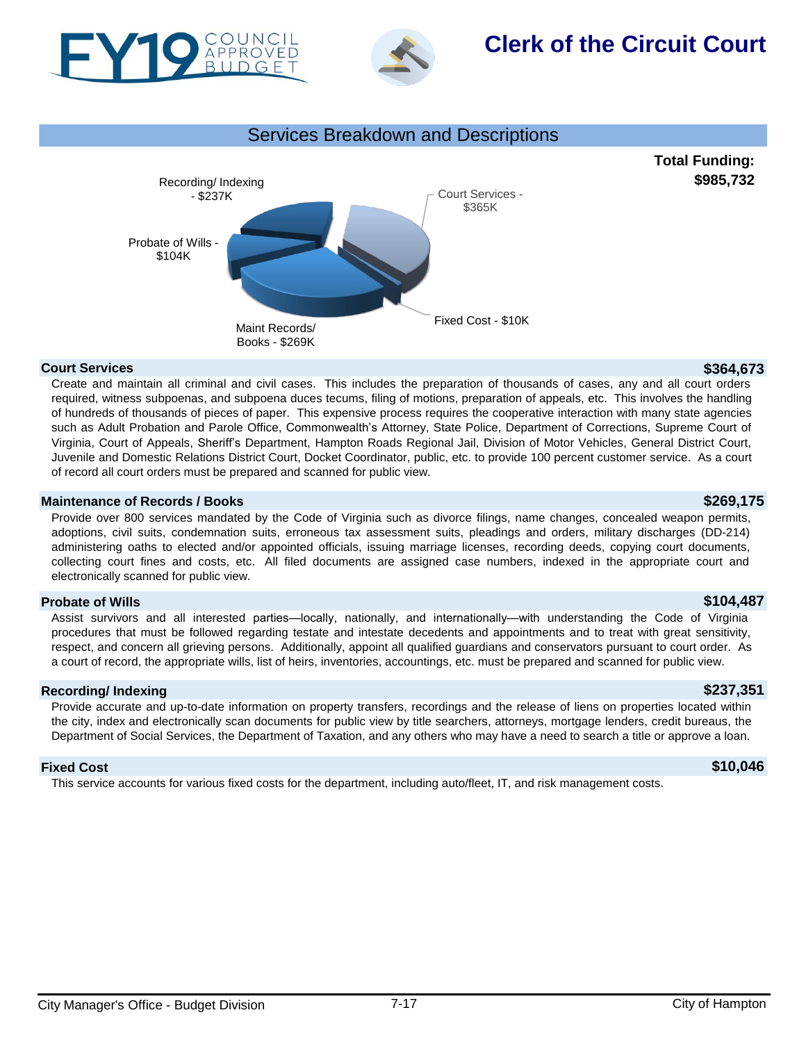# Clerk of the Circuit Court

FY19 Council Approved Budget

## Services Breakdown and Descriptions

**Total Funding: $985,732**

Recording/ Indexing - $237K
Court Services - $365K
Probate of Wills - $104K
Maint Records/ Books - $269K
Fixed Cost - $10K

### Court Services — $364,673

Create and maintain all criminal and civil cases. This includes the preparation of thousands of cases, any and all court orders required, witness subpoenas, and subpoena duces tecums, filing of motions, preparation of appeals, etc. This involves the handling of hundreds of thousands of pieces of paper. This expensive process requires the cooperative interaction with many state agencies such as Adult Probation and Parole Office, Commonwealth's Attorney, State Police, Department of Corrections, Supreme Court of Virginia, Court of Appeals, Sheriff's Department, Hampton Roads Regional Jail, Division of Motor Vehicles, General District Court, Juvenile and Domestic Relations District Court, Docket Coordinator, public, etc. to provide 100 percent customer service. As a court of record all court orders must be prepared and scanned for public view.

### Maintenance of Records / Books — $269,175

Provide over 800 services mandated by the Code of Virginia such as divorce filings, name changes, concealed weapon permits, adoptions, civil suits, condemnation suits, erroneous tax assessment suits, pleadings and orders, military discharges (DD-214) administering oaths to elected and/or appointed officials, issuing marriage licenses, recording deeds, copying court documents, collecting court fines and costs, etc. All filed documents are assigned case numbers, indexed in the appropriate court and electronically scanned for public view.

### Probate of Wills — $104,487

Assist survivors and all interested parties—locally, nationally, and internationally—with understanding the Code of Virginia procedures that must be followed regarding testate and intestate decedents and appointments and to treat with great sensitivity, respect, and concern all grieving persons. Additionally, appoint all qualified guardians and conservators pursuant to court order. As a court of record, the appropriate wills, list of heirs, inventories, accountings, etc. must be prepared and scanned for public view.

### Recording/ Indexing — $237,351

Provide accurate and up-to-date information on property transfers, recordings and the release of liens on properties located within the city, index and electronically scan documents for public view by title searchers, attorneys, mortgage lenders, credit bureaus, the Department of Social Services, the Department of Taxation, and any others who may have a need to search a title or approve a loan.

### Fixed Cost — $10,046

This service accounts for various fixed costs for the department, including auto/fleet, IT, and risk management costs.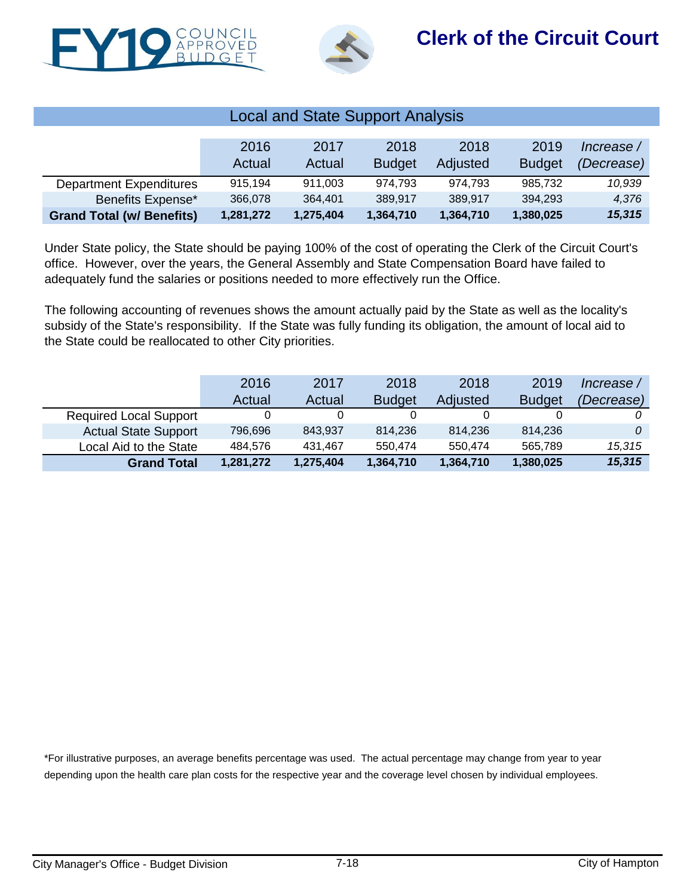# Clerk of the Circuit Court

## Local and State Support Analysis

| | 2016 Actual | 2017 Actual | 2018 Budget | 2018 Adjusted | 2019 Budget | *Increase / (Decrease)* |
|---|---|---|---|---|---|---|
| Department Expenditures | 915,194 | 911,003 | 974,793 | 974,793 | 985,732 | *10,939* |
| Benefits Expense* | 366,078 | 364,401 | 389,917 | 389,917 | 394,293 | *4,376* |
| **Grand Total (w/ Benefits)** | **1,281,272** | **1,275,404** | **1,364,710** | **1,364,710** | **1,380,025** | ***15,315*** |

Under State policy, the State should be paying 100% of the cost of operating the Clerk of the Circuit Court's office. However, over the years, the General Assembly and State Compensation Board have failed to adequately fund the salaries or positions needed to more effectively run the Office.

The following accounting of revenues shows the amount actually paid by the State as well as the locality's subsidy of the State's responsibility. If the State was fully funding its obligation, the amount of local aid to the State could be reallocated to other City priorities.

| | 2016 Actual | 2017 Actual | 2018 Budget | 2018 Adjusted | 2019 Budget | *Increase / (Decrease)* |
|---|---|---|---|---|---|---|
| Required Local Support | 0 | 0 | 0 | 0 | 0 | *0* |
| Actual State Support | 796,696 | 843,937 | 814,236 | 814,236 | 814,236 | *0* |
| Local Aid to the State | 484,576 | 431,467 | 550,474 | 550,474 | 565,789 | *15,315* |
| **Grand Total** | **1,281,272** | **1,275,404** | **1,364,710** | **1,364,710** | **1,380,025** | ***15,315*** |

*For illustrative purposes, an average benefits percentage was used. The actual percentage may change from year to year depending upon the health care plan costs for the respective year and the coverage level chosen by individual employees.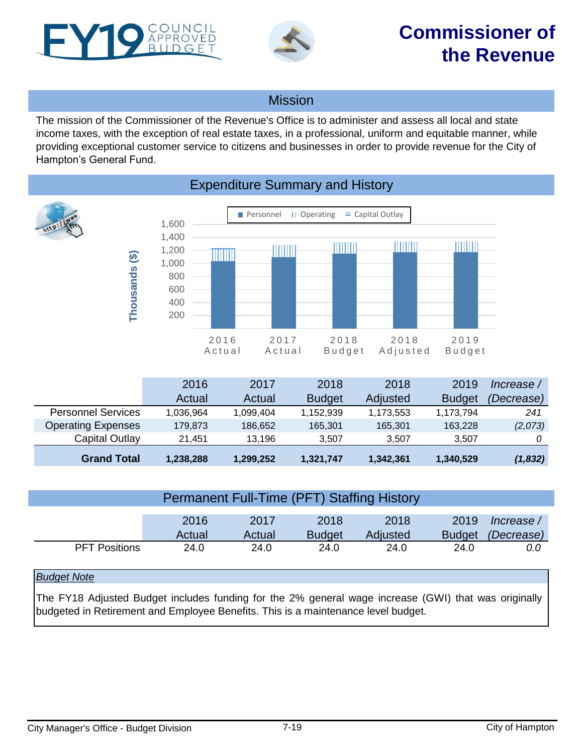# Commissioner of the Revenue

FY19 COUNCIL APPROVED BUDGET

## Mission

The mission of the Commissioner of the Revenue's Office is to administer and assess all local and state income taxes, with the exception of real estate taxes, in a professional, uniform and equitable manner, while providing exceptional customer service to citizens and businesses in order to provide revenue for the City of Hampton's General Fund.

## Expenditure Summary and History

|  | 2016 Actual | 2017 Actual | 2018 Budget | 2018 Adjusted | 2019 Budget | *Increase / (Decrease)* |
|---|---|---|---|---|---|---|
| Personnel Services | 1,036,964 | 1,099,404 | 1,152,939 | 1,173,553 | 1,173,794 | *241* |
| Operating Expenses | 179,873 | 186,652 | 165,301 | 165,301 | 163,228 | *(2,073)* |
| Capital Outlay | 21,451 | 13,196 | 3,507 | 3,507 | 3,507 | *0* |
| **Grand Total** | **1,238,288** | **1,299,252** | **1,321,747** | **1,342,361** | **1,340,529** | ***(1,832)*** |

## Permanent Full-Time (PFT) Staffing History

|  | 2016 Actual | 2017 Actual | 2018 Budget | 2018 Adjusted | 2019 Budget | *Increase / (Decrease)* |
|---|---|---|---|---|---|---|
| PFT Positions | 24.0 | 24.0 | 24.0 | 24.0 | 24.0 | *0.0* |

*Budget Note*

The FY18 Adjusted Budget includes funding for the 2% general wage increase (GWI) that was originally budgeted in Retirement and Employee Benefits. This is a maintenance level budget.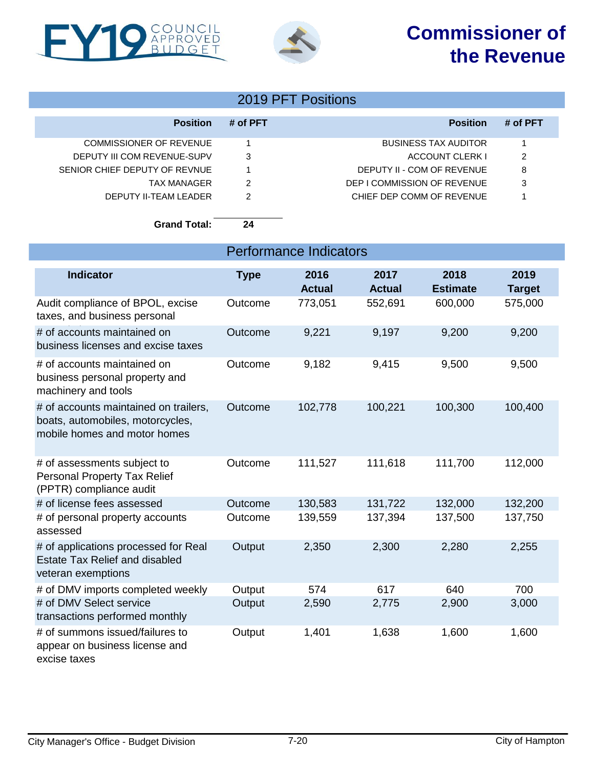# Commissioner of the Revenue

FY19 COUNCIL APPROVED BUDGET

## 2019 PFT Positions

| Position | # of PFT | Position | # of PFT |
|---|---|---|---|
| COMMISSIONER OF REVENUE | 1 | BUSINESS TAX AUDITOR | 1 |
| DEPUTY III COM REVENUE-SUPV | 3 | ACCOUNT CLERK I | 2 |
| SENIOR CHIEF DEPUTY OF REVNUE | 1 | DEPUTY II - COM OF REVENUE | 8 |
| TAX MANAGER | 2 | DEP I COMMISSION OF REVENUE | 3 |
| DEPUTY II-TEAM LEADER | 2 | CHIEF DEP COMM OF REVENUE | 1 |

**Grand Total:** 24

## Performance Indicators

| Indicator | Type | 2016 Actual | 2017 Actual | 2018 Estimate | 2019 Target |
|---|---|---|---|---|---|
| Audit compliance of BPOL, excise taxes, and business personal | Outcome | 773,051 | 552,691 | 600,000 | 575,000 |
| # of accounts maintained on business licenses and excise taxes | Outcome | 9,221 | 9,197 | 9,200 | 9,200 |
| # of accounts maintained on business personal property and machinery and tools | Outcome | 9,182 | 9,415 | 9,500 | 9,500 |
| # of accounts maintained on trailers, boats, automobiles, motorcycles, mobile homes and motor homes | Outcome | 102,778 | 100,221 | 100,300 | 100,400 |
| # of assessments subject to Personal Property Tax Relief (PPTR) compliance audit | Outcome | 111,527 | 111,618 | 111,700 | 112,000 |
| # of license fees assessed | Outcome | 130,583 | 131,722 | 132,000 | 132,200 |
| # of personal property accounts assessed | Outcome | 139,559 | 137,394 | 137,500 | 137,750 |
| # of applications processed for Real Estate Tax Relief and disabled veteran exemptions | Output | 2,350 | 2,300 | 2,280 | 2,255 |
| # of DMV imports completed weekly | Output | 574 | 617 | 640 | 700 |
| # of DMV Select service transactions performed monthly | Output | 2,590 | 2,775 | 2,900 | 3,000 |
| # of summons issued/failures to appear on business license and excise taxes | Output | 1,401 | 1,638 | 1,600 | 1,600 |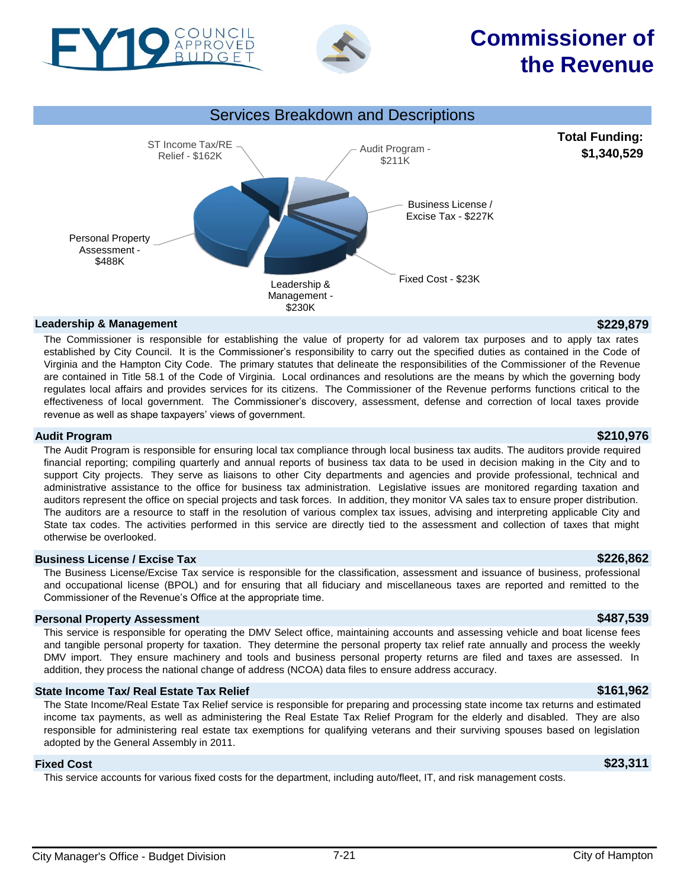# Commissioner of the Revenue

## Services Breakdown and Descriptions

**Total Funding: $1,340,529**

ST Income Tax/RE Relief - $162K
Audit Program - $211K
Business License / Excise Tax - $227K
Fixed Cost - $23K
Leadership & Management - $230K
Personal Property Assessment - $488K

### Leadership & Management — $229,879

The Commissioner is responsible for establishing the value of property for ad valorem tax purposes and to apply tax rates established by City Council. It is the Commissioner's responsibility to carry out the specified duties as contained in the Code of Virginia and the Hampton City Code. The primary statutes that delineate the responsibilities of the Commissioner of the Revenue are contained in Title 58.1 of the Code of Virginia. Local ordinances and resolutions are the means by which the governing body regulates local affairs and provides services for its citizens. The Commissioner of the Revenue performs functions critical to the effectiveness of local government. The Commissioner's discovery, assessment, defense and correction of local taxes provide revenue as well as shape taxpayers' views of government.

### Audit Program — $210,976

The Audit Program is responsible for ensuring local tax compliance through local business tax audits. The auditors provide required financial reporting; compiling quarterly and annual reports of business tax data to be used in decision making in the City and to support City projects. They serve as liaisons to other City departments and agencies and provide professional, technical and administrative assistance to the office for business tax administration. Legislative issues are monitored regarding taxation and auditors represent the office on special projects and task forces. In addition, they monitor VA sales tax to ensure proper distribution. The auditors are a resource to staff in the resolution of various complex tax issues, advising and interpreting applicable City and State tax codes. The activities performed in this service are directly tied to the assessment and collection of taxes that might otherwise be overlooked.

### Business License / Excise Tax — $226,862

The Business License/Excise Tax service is responsible for the classification, assessment and issuance of business, professional and occupational license (BPOL) and for ensuring that all fiduciary and miscellaneous taxes are reported and remitted to the Commissioner of the Revenue's Office at the appropriate time.

### Personal Property Assessment — $487,539

This service is responsible for operating the DMV Select office, maintaining accounts and assessing vehicle and boat license fees and tangible personal property for taxation. They determine the personal property tax relief rate annually and process the weekly DMV import. They ensure machinery and tools and business personal property returns are filed and taxes are assessed. In addition, they process the national change of address (NCOA) data files to ensure address accuracy.

### State Income Tax/ Real Estate Tax Relief — $161,962

The State Income/Real Estate Tax Relief service is responsible for preparing and processing state income tax returns and estimated income tax payments, as well as administering the Real Estate Tax Relief Program for the elderly and disabled. They are also responsible for administering real estate tax exemptions for qualifying veterans and their surviving spouses based on legislation adopted by the General Assembly in 2011.

### Fixed Cost — $23,311

This service accounts for various fixed costs for the department, including auto/fleet, IT, and risk management costs.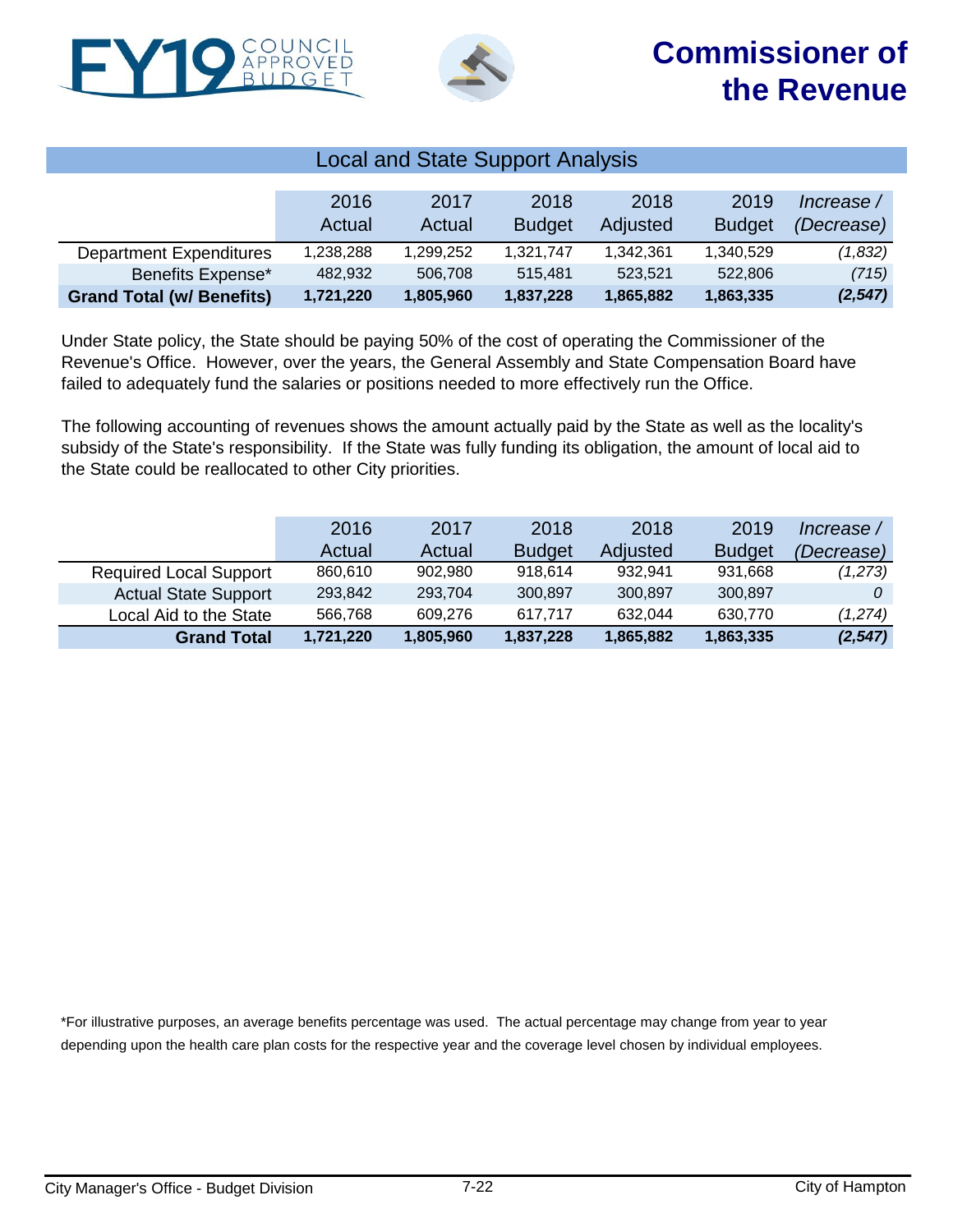# Commissioner of the Revenue

## Local and State Support Analysis

| | 2016 Actual | 2017 Actual | 2018 Budget | 2018 Adjusted | 2019 Budget | *Increase / (Decrease)* |
|---|---|---|---|---|---|---|
| Department Expenditures | 1,238,288 | 1,299,252 | 1,321,747 | 1,342,361 | 1,340,529 | *(1,832)* |
| Benefits Expense* | 482,932 | 506,708 | 515,481 | 523,521 | 522,806 | *(715)* |
| **Grand Total (w/ Benefits)** | **1,721,220** | **1,805,960** | **1,837,228** | **1,865,882** | **1,863,335** | ***(2,547)*** |

Under State policy, the State should be paying 50% of the cost of operating the Commissioner of the Revenue's Office. However, over the years, the General Assembly and State Compensation Board have failed to adequately fund the salaries or positions needed to more effectively run the Office.

The following accounting of revenues shows the amount actually paid by the State as well as the locality's subsidy of the State's responsibility. If the State was fully funding its obligation, the amount of local aid to the State could be reallocated to other City priorities.

| | 2016 Actual | 2017 Actual | 2018 Budget | 2018 Adjusted | 2019 Budget | *Increase / (Decrease)* |
|---|---|---|---|---|---|---|
| Required Local Support | 860,610 | 902,980 | 918,614 | 932,941 | 931,668 | *(1,273)* |
| Actual State Support | 293,842 | 293,704 | 300,897 | 300,897 | 300,897 | *0* |
| Local Aid to the State | 566,768 | 609,276 | 617,717 | 632,044 | 630,770 | *(1,274)* |
| **Grand Total** | **1,721,220** | **1,805,960** | **1,837,228** | **1,865,882** | **1,863,335** | ***(2,547)*** |

*For illustrative purposes, an average benefits percentage was used. The actual percentage may change from year to year depending upon the health care plan costs for the respective year and the coverage level chosen by individual employees.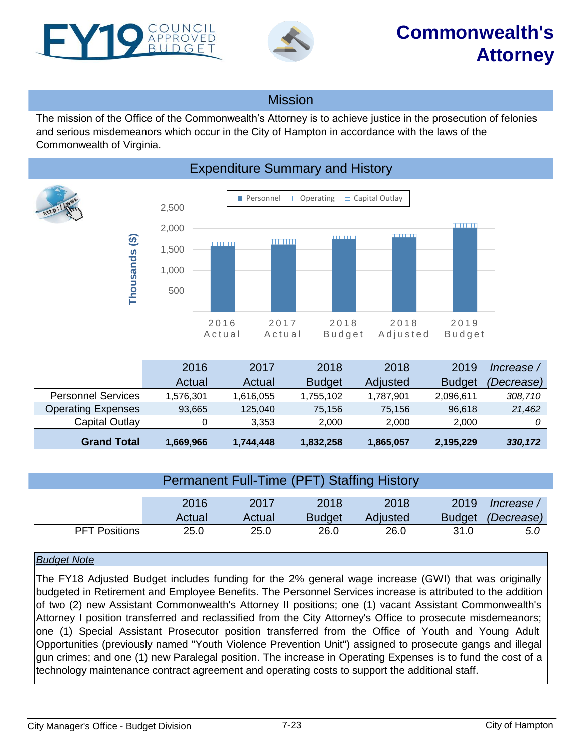# FY19 COUNCIL APPROVED BUDGET

# Commonwealth's Attorney

## Mission

The mission of the Office of the Commonwealth's Attorney is to achieve justice in the prosecution of felonies and serious misdemeanors which occur in the City of Hampton in accordance with the laws of the Commonwealth of Virginia.

## Expenditure Summary and History

|  | 2016 Actual | 2017 Actual | 2018 Budget | 2018 Adjusted | 2019 Budget | *Increase / (Decrease)* |
|---|---|---|---|---|---|---|
| Personnel Services | 1,576,301 | 1,616,055 | 1,755,102 | 1,787,901 | 2,096,611 | *308,710* |
| Operating Expenses | 93,665 | 125,040 | 75,156 | 75,156 | 96,618 | *21,462* |
| Capital Outlay | 0 | 3,353 | 2,000 | 2,000 | 2,000 | *0* |
| **Grand Total** | **1,669,966** | **1,744,448** | **1,832,258** | **1,865,057** | **2,195,229** | ***330,172*** |

## Permanent Full-Time (PFT) Staffing History

|  | 2016 Actual | 2017 Actual | 2018 Budget | 2018 Adjusted | 2019 Budget | *Increase / (Decrease)* |
|---|---|---|---|---|---|---|
| PFT Positions | 25.0 | 25.0 | 26.0 | 26.0 | 31.0 | *5.0* |

*Budget Note*

The FY18 Adjusted Budget includes funding for the 2% general wage increase (GWI) that was originally budgeted in Retirement and Employee Benefits. The Personnel Services increase is attributed to the addition of two (2) new Assistant Commonwealth's Attorney II positions; one (1) vacant Assistant Commonwealth's Attorney I position transferred and reclassified from the City Attorney's Office to prosecute misdemeanors; one (1) Special Assistant Prosecutor position transferred from the Office of Youth and Young Adult Opportunities (previously named "Youth Violence Prevention Unit") assigned to prosecute gangs and illegal gun crimes; and one (1) new Paralegal position. The increase in Operating Expenses is to fund the cost of a technology maintenance contract agreement and operating costs to support the additional staff.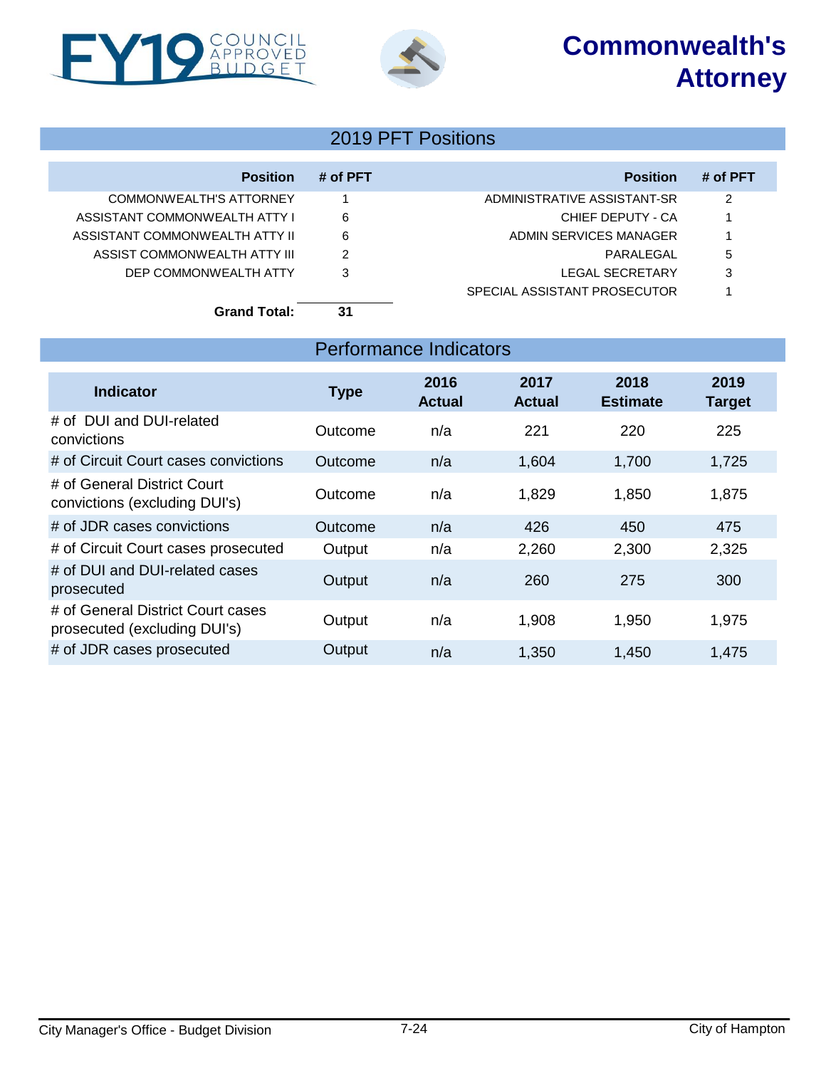# Commonwealth's Attorney

## 2019 PFT Positions

| Position | # of PFT | Position | # of PFT |
|---|---|---|---|
| COMMONWEALTH'S ATTORNEY | 1 | ADMINISTRATIVE ASSISTANT-SR | 2 |
| ASSISTANT COMMONWEALTH ATTY I | 6 | CHIEF DEPUTY - CA | 1 |
| ASSISTANT COMMONWEALTH ATTY II | 6 | ADMIN SERVICES MANAGER | 1 |
| ASSIST COMMONWEALTH ATTY III | 2 | PARALEGAL | 5 |
| DEP COMMONWEALTH ATTY | 3 | LEGAL SECRETARY | 3 |
| | | SPECIAL ASSISTANT PROSECUTOR | 1 |
| **Grand Total:** | **31** | | |

## Performance Indicators

| Indicator | Type | 2016 Actual | 2017 Actual | 2018 Estimate | 2019 Target |
|---|---|---|---|---|---|
| # of DUI and DUI-related convictions | Outcome | n/a | 221 | 220 | 225 |
| # of Circuit Court cases convictions | Outcome | n/a | 1,604 | 1,700 | 1,725 |
| # of General District Court convictions (excluding DUI's) | Outcome | n/a | 1,829 | 1,850 | 1,875 |
| # of JDR cases convictions | Outcome | n/a | 426 | 450 | 475 |
| # of Circuit Court cases prosecuted | Output | n/a | 2,260 | 2,300 | 2,325 |
| # of DUI and DUI-related cases prosecuted | Output | n/a | 260 | 275 | 300 |
| # of General District Court cases prosecuted (excluding DUI's) | Output | n/a | 1,908 | 1,950 | 1,975 |
| # of JDR cases prosecuted | Output | n/a | 1,350 | 1,450 | 1,475 |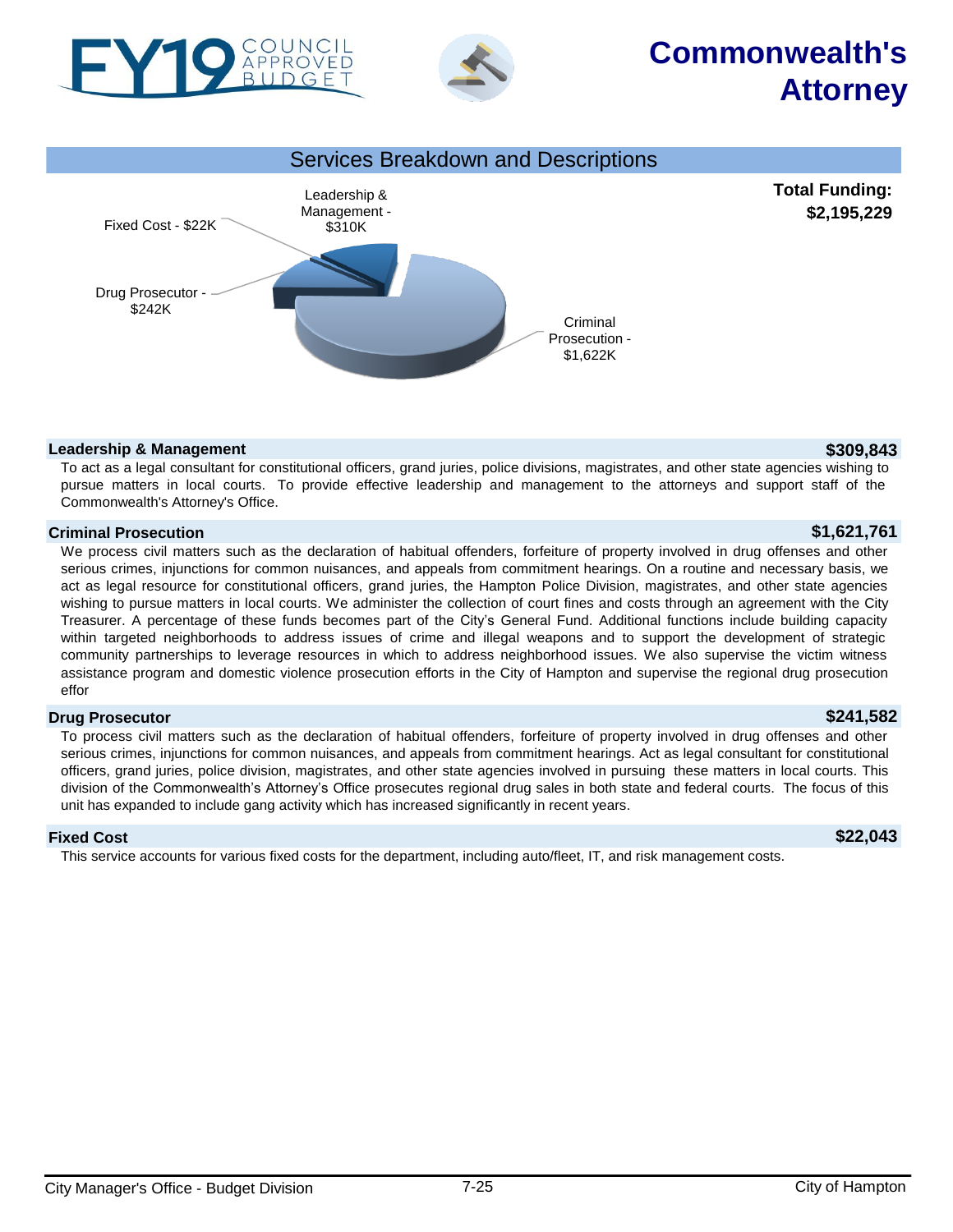# FY19 COUNCIL APPROVED BUDGET

# Commonwealth's Attorney

## Services Breakdown and Descriptions

Leadership & Management - $310K

Fixed Cost - $22K

Drug Prosecutor - $242K

Criminal Prosecution - $1,622K

**Total Funding: $2,195,229**

### Leadership & Management — $309,843

To act as a legal consultant for constitutional officers, grand juries, police divisions, magistrates, and other state agencies wishing to pursue matters in local courts. To provide effective leadership and management to the attorneys and support staff of the Commonwealth's Attorney's Office.

### Criminal Prosecution — $1,621,761

We process civil matters such as the declaration of habitual offenders, forfeiture of property involved in drug offenses and other serious crimes, injunctions for common nuisances, and appeals from commitment hearings. On a routine and necessary basis, we act as legal resource for constitutional officers, grand juries, the Hampton Police Division, magistrates, and other state agencies wishing to pursue matters in local courts. We administer the collection of court fines and costs through an agreement with the City Treasurer. A percentage of these funds becomes part of the City's General Fund. Additional functions include building capacity within targeted neighborhoods to address issues of crime and illegal weapons and to support the development of strategic community partnerships to leverage resources in which to address neighborhood issues. We also supervise the victim witness assistance program and domestic violence prosecution efforts in the City of Hampton and supervise the regional drug prosecution effor

### Drug Prosecutor — $241,582

To process civil matters such as the declaration of habitual offenders, forfeiture of property involved in drug offenses and other serious crimes, injunctions for common nuisances, and appeals from commitment hearings. Act as legal consultant for constitutional officers, grand juries, police division, magistrates, and other state agencies involved in pursuing these matters in local courts. This division of the Commonwealth's Attorney's Office prosecutes regional drug sales in both state and federal courts. The focus of this unit has expanded to include gang activity which has increased significantly in recent years.

### Fixed Cost — $22,043

This service accounts for various fixed costs for the department, including auto/fleet, IT, and risk management costs.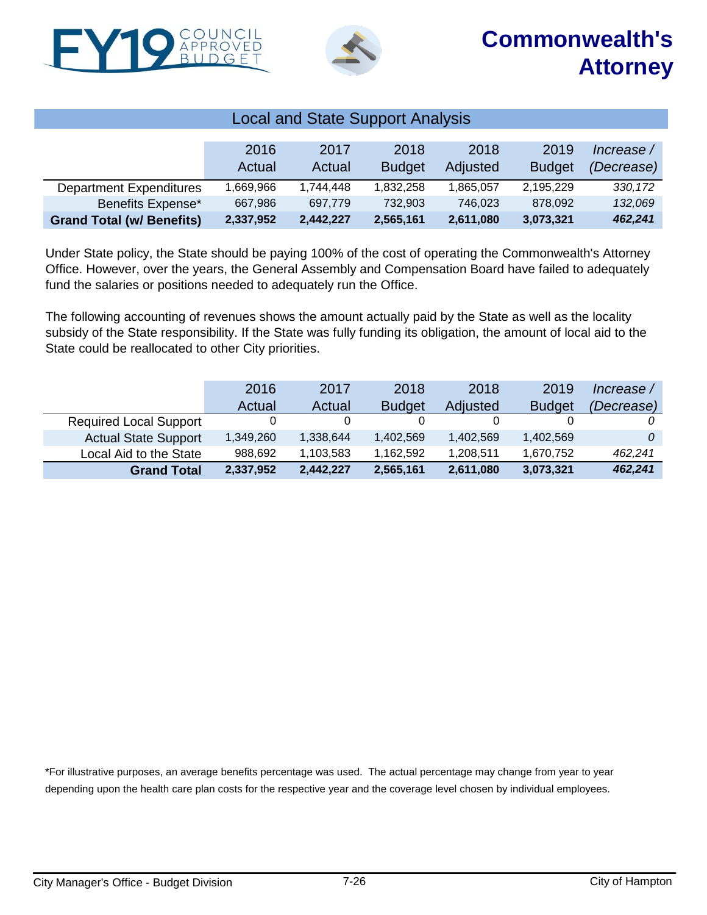# Commonwealth's Attorney

## Local and State Support Analysis

| | 2016 Actual | 2017 Actual | 2018 Budget | 2018 Adjusted | 2019 Budget | *Increase / (Decrease)* |
|---|---|---|---|---|---|---|
| Department Expenditures | 1,669,966 | 1,744,448 | 1,832,258 | 1,865,057 | 2,195,229 | *330,172* |
| Benefits Expense* | 667,986 | 697,779 | 732,903 | 746,023 | 878,092 | *132,069* |
| **Grand Total (w/ Benefits)** | **2,337,952** | **2,442,227** | **2,565,161** | **2,611,080** | **3,073,321** | ***462,241*** |

Under State policy, the State should be paying 100% of the cost of operating the Commonwealth's Attorney Office. However, over the years, the General Assembly and Compensation Board have failed to adequately fund the salaries or positions needed to adequately run the Office.

The following accounting of revenues shows the amount actually paid by the State as well as the locality subsidy of the State responsibility. If the State was fully funding its obligation, the amount of local aid to the State could be reallocated to other City priorities.

| | 2016 Actual | 2017 Actual | 2018 Budget | 2018 Adjusted | 2019 Budget | *Increase / (Decrease)* |
|---|---|---|---|---|---|---|
| Required Local Support | 0 | 0 | 0 | 0 | 0 | *0* |
| Actual State Support | 1,349,260 | 1,338,644 | 1,402,569 | 1,402,569 | 1,402,569 | *0* |
| Local Aid to the State | 988,692 | 1,103,583 | 1,162,592 | 1,208,511 | 1,670,752 | *462,241* |
| **Grand Total** | **2,337,952** | **2,442,227** | **2,565,161** | **2,611,080** | **3,073,321** | ***462,241*** |

*For illustrative purposes, an average benefits percentage was used. The actual percentage may change from year to year depending upon the health care plan costs for the respective year and the coverage level chosen by individual employees.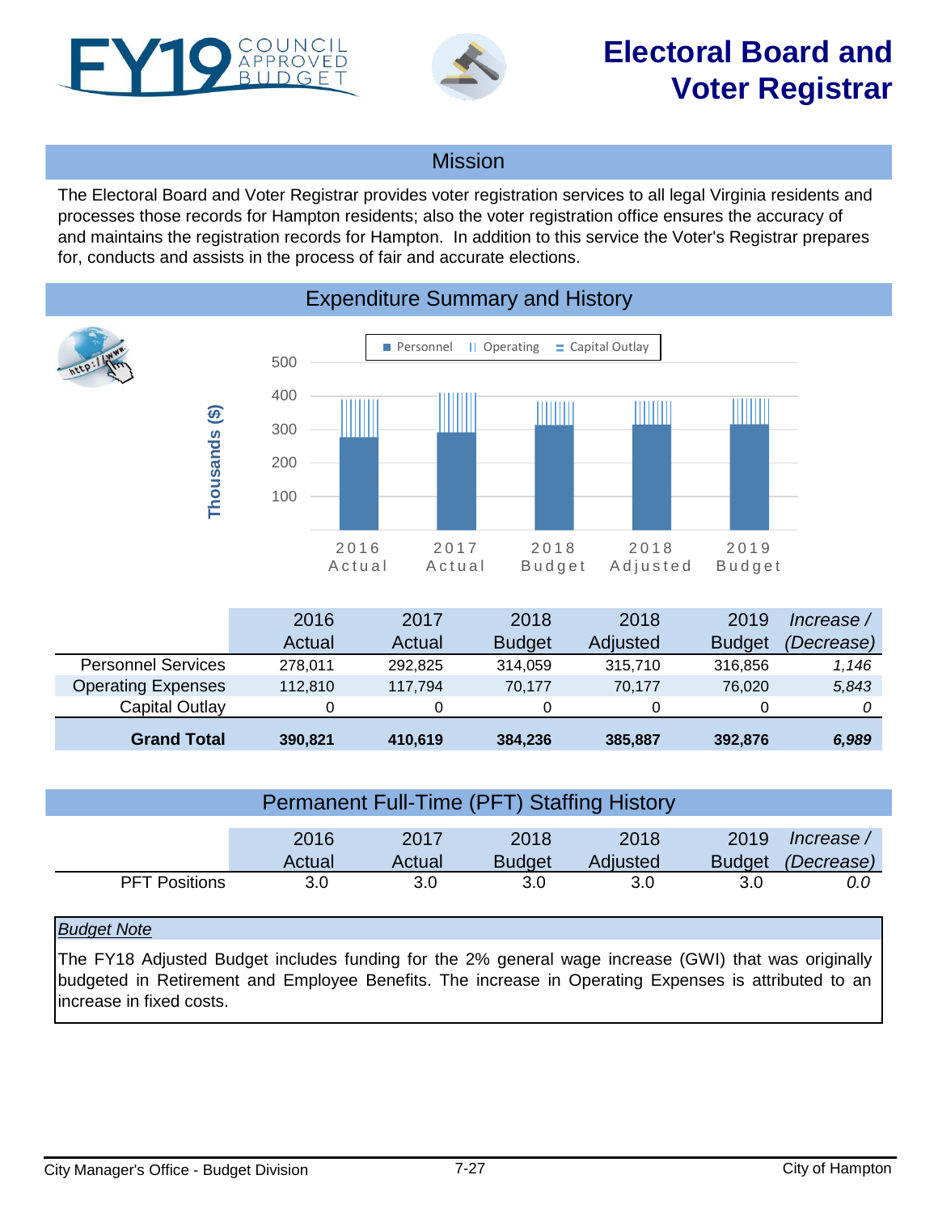# Electoral Board and Voter Registrar

FY19 COUNCIL APPROVED BUDGET

## Mission

The Electoral Board and Voter Registrar provides voter registration services to all legal Virginia residents and processes those records for Hampton residents; also the voter registration office ensures the accuracy of and maintains the registration records for Hampton. In addition to this service the Voter's Registrar prepares for, conducts and assists in the process of fair and accurate elections.

## Expenditure Summary and History

| | 2016 Actual | 2017 Actual | 2018 Budget | 2018 Adjusted | 2019 Budget | *Increase / (Decrease)* |
|---|---|---|---|---|---|---|
| Personnel Services | 278,011 | 292,825 | 314,059 | 315,710 | 316,856 | *1,146* |
| Operating Expenses | 112,810 | 117,794 | 70,177 | 70,177 | 76,020 | *5,843* |
| Capital Outlay | 0 | 0 | 0 | 0 | 0 | *0* |
| **Grand Total** | **390,821** | **410,619** | **384,236** | **385,887** | **392,876** | ***6,989*** |

## Permanent Full-Time (PFT) Staffing History

| | 2016 Actual | 2017 Actual | 2018 Budget | 2018 Adjusted | 2019 Budget | *Increase / (Decrease)* |
|---|---|---|---|---|---|---|
| PFT Positions | 3.0 | 3.0 | 3.0 | 3.0 | 3.0 | *0.0* |

*Budget Note*

The FY18 Adjusted Budget includes funding for the 2% general wage increase (GWI) that was originally budgeted in Retirement and Employee Benefits. The increase in Operating Expenses is attributed to an increase in fixed costs.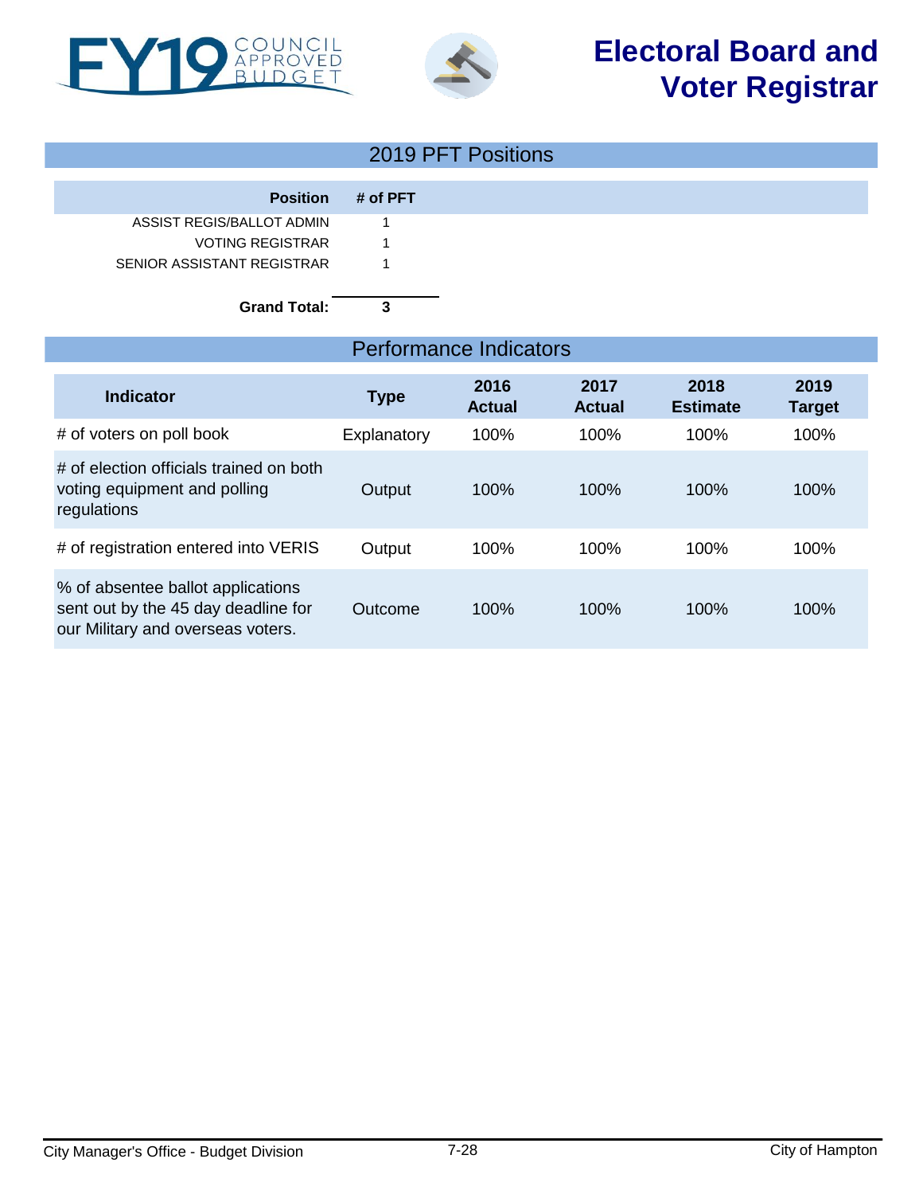# Electoral Board and Voter Registrar

## 2019 PFT Positions

| Position | # of PFT |
|---|---|
| ASSIST REGIS/BALLOT ADMIN | 1 |
| VOTING REGISTRAR | 1 |
| SENIOR ASSISTANT REGISTRAR | 1 |
| **Grand Total:** | **3** |

## Performance Indicators

| Indicator | Type | 2016 Actual | 2017 Actual | 2018 Estimate | 2019 Target |
|---|---|---|---|---|---|
| # of voters on poll book | Explanatory | 100% | 100% | 100% | 100% |
| # of election officials trained on both voting equipment and polling regulations | Output | 100% | 100% | 100% | 100% |
| # of registration entered into VERIS | Output | 100% | 100% | 100% | 100% |
| % of absentee ballot applications sent out by the 45 day deadline for our Military and overseas voters. | Outcome | 100% | 100% | 100% | 100% |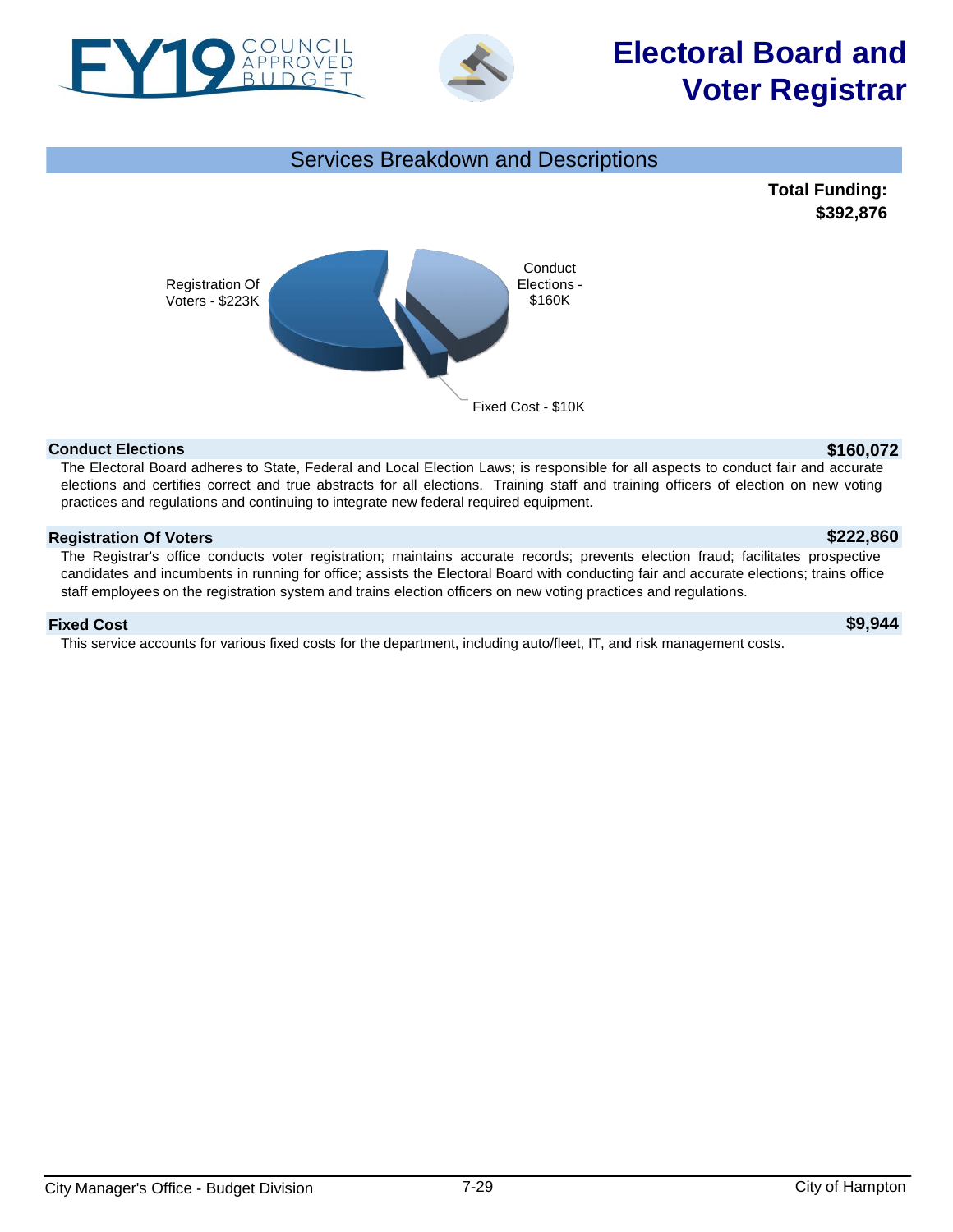# Electoral Board and Voter Registrar

## Services Breakdown and Descriptions

**Total Funding: $392,876**

Registration Of Voters - $223K

Conduct Elections - $160K

Fixed Cost - $10K

### Conduct Elections — $160,072

The Electoral Board adheres to State, Federal and Local Election Laws; is responsible for all aspects to conduct fair and accurate elections and certifies correct and true abstracts for all elections. Training staff and training officers of election on new voting practices and regulations and continuing to integrate new federal required equipment.

### Registration Of Voters — $222,860

The Registrar's office conducts voter registration; maintains accurate records; prevents election fraud; facilitates prospective candidates and incumbents in running for office; assists the Electoral Board with conducting fair and accurate elections; trains office staff employees on the registration system and trains election officers on new voting practices and regulations.

### Fixed Cost — $9,944

This service accounts for various fixed costs for the department, including auto/fleet, IT, and risk management costs.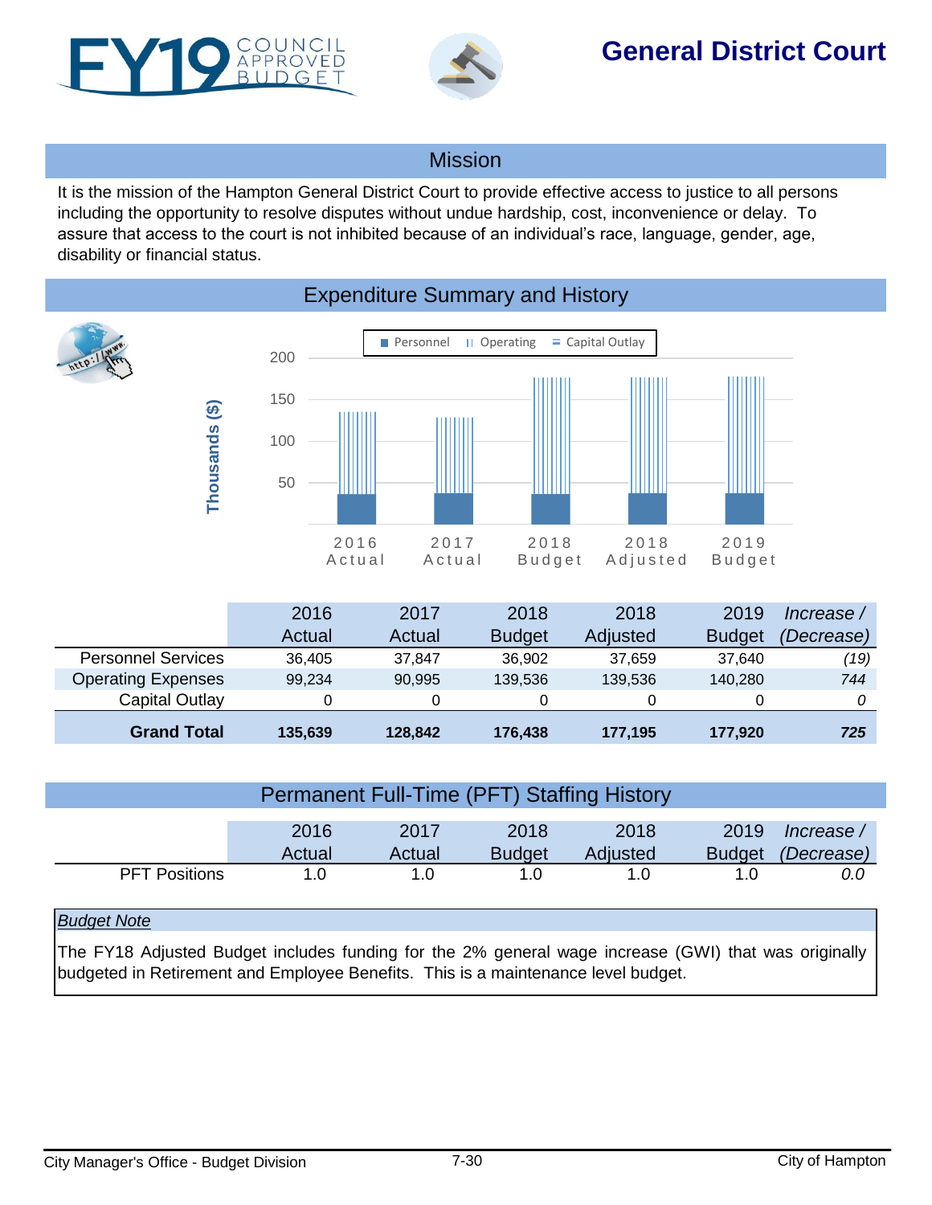# General District Court

## Mission

It is the mission of the Hampton General District Court to provide effective access to justice to all persons including the opportunity to resolve disputes without undue hardship, cost, inconvenience or delay. To assure that access to the court is not inhibited because of an individual's race, language, gender, age, disability or financial status.

## Expenditure Summary and History

| | 2016 Actual | 2017 Actual | 2018 Budget | 2018 Adjusted | 2019 Budget | *Increase / (Decrease)* |
|---|---|---|---|---|---|---|
| Personnel Services | 36,405 | 37,847 | 36,902 | 37,659 | 37,640 | *(19)* |
| Operating Expenses | 99,234 | 90,995 | 139,536 | 139,536 | 140,280 | *744* |
| Capital Outlay | 0 | 0 | 0 | 0 | 0 | *0* |
| **Grand Total** | **135,639** | **128,842** | **176,438** | **177,195** | **177,920** | ***725*** |

## Permanent Full-Time (PFT) Staffing History

| | 2016 Actual | 2017 Actual | 2018 Budget | 2018 Adjusted | 2019 Budget | *Increase / (Decrease)* |
|---|---|---|---|---|---|---|
| PFT Positions | 1.0 | 1.0 | 1.0 | 1.0 | 1.0 | *0.0* |

*Budget Note*

The FY18 Adjusted Budget includes funding for the 2% general wage increase (GWI) that was originally budgeted in Retirement and Employee Benefits. This is a maintenance level budget.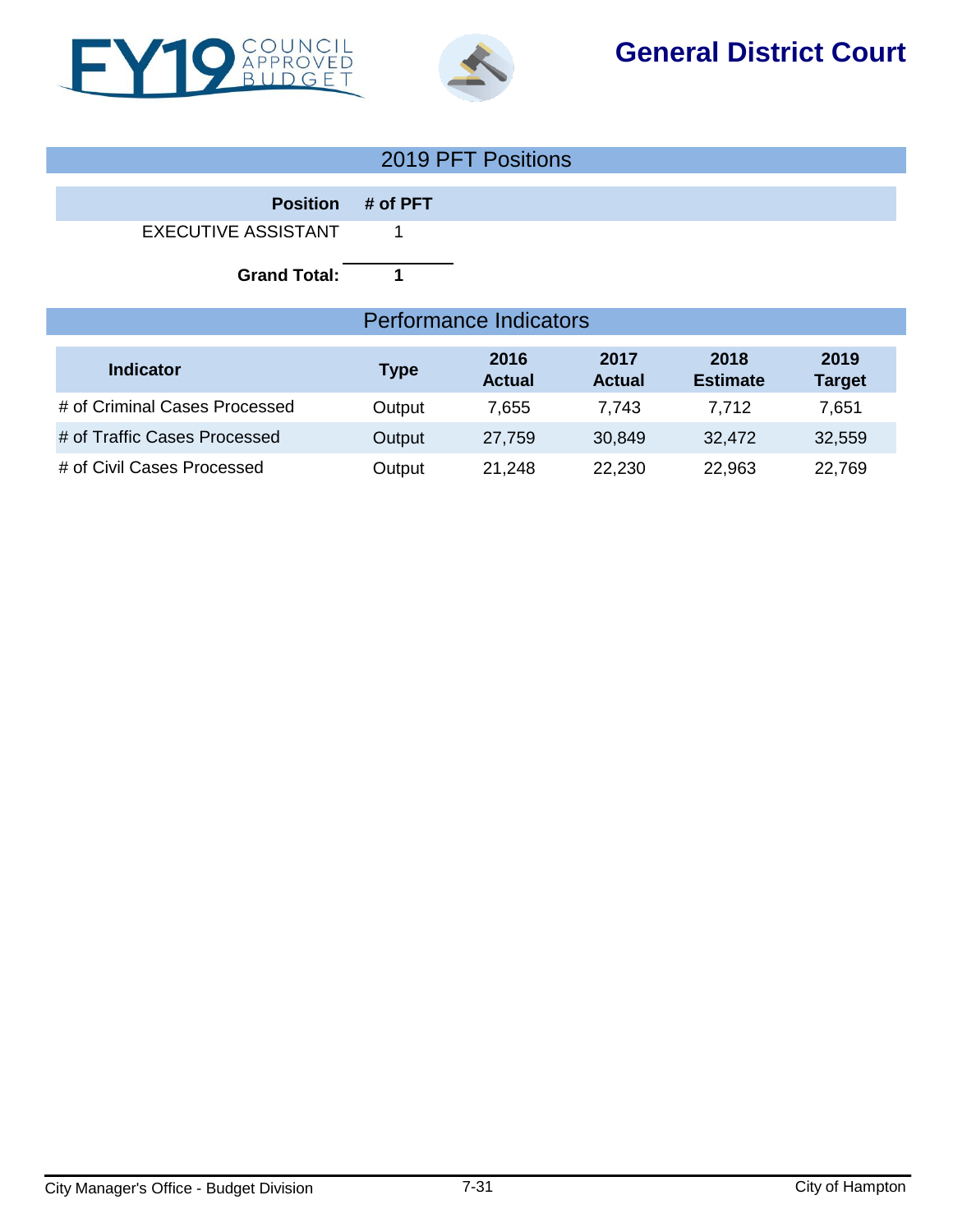# General District Court

## 2019 PFT Positions

| Position | # of PFT |
|---|---|
| EXECUTIVE ASSISTANT | 1 |
| **Grand Total:** | **1** |

## Performance Indicators

| Indicator | Type | 2016 Actual | 2017 Actual | 2018 Estimate | 2019 Target |
|---|---|---|---|---|---|
| # of Criminal Cases Processed | Output | 7,655 | 7,743 | 7,712 | 7,651 |
| # of Traffic Cases Processed | Output | 27,759 | 30,849 | 32,472 | 32,559 |
| # of Civil Cases Processed | Output | 21,248 | 22,230 | 22,963 | 22,769 |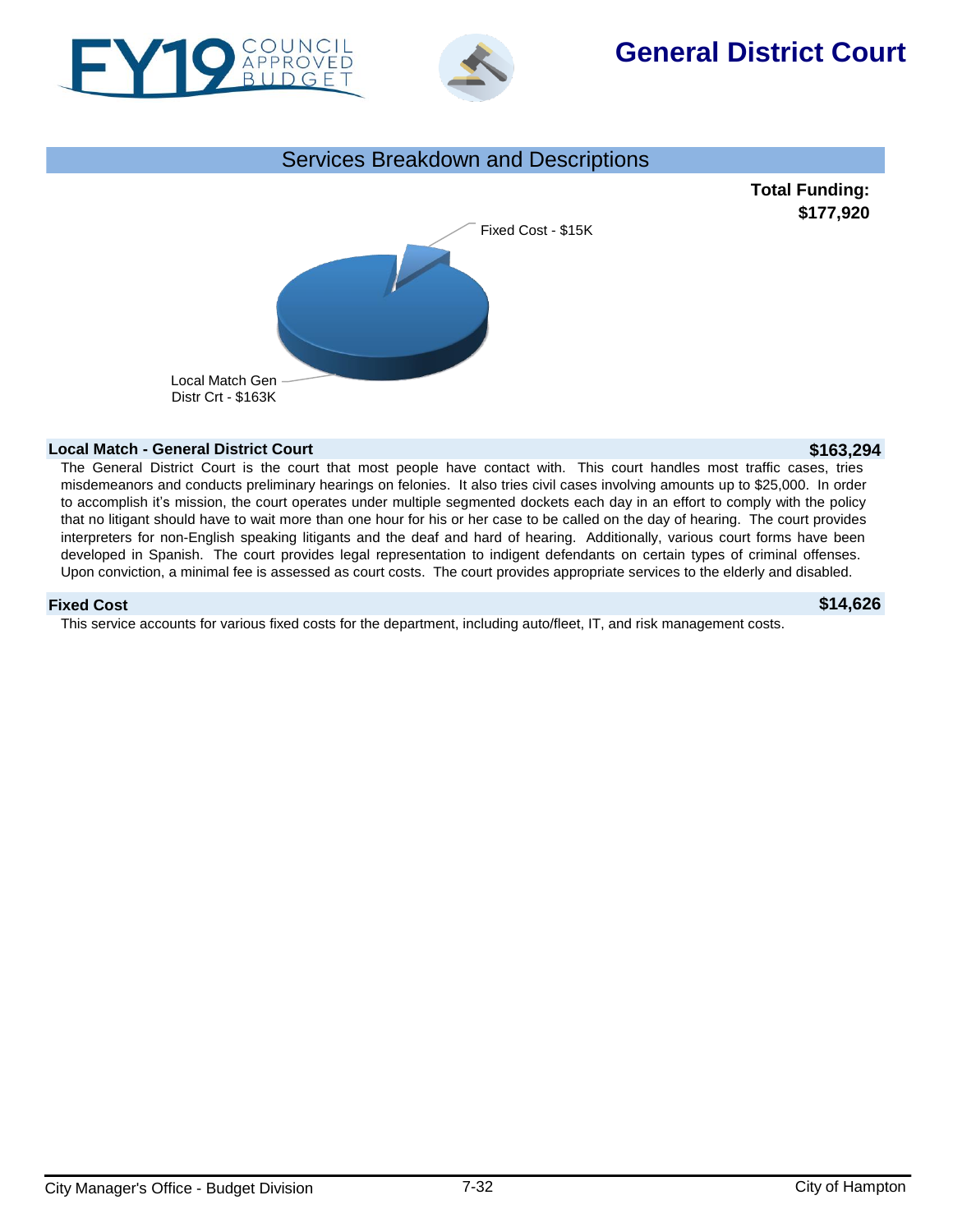# General District Court

## Services Breakdown and Descriptions

**Total Funding: $177,920**

Fixed Cost - $15K

Local Match Gen Distr Crt - $163K

### Local Match - General District Court — $163,294

The General District Court is the court that most people have contact with. This court handles most traffic cases, tries misdemeanors and conducts preliminary hearings on felonies. It also tries civil cases involving amounts up to $25,000. In order to accomplish it's mission, the court operates under multiple segmented dockets each day in an effort to comply with the policy that no litigant should have to wait more than one hour for his or her case to be called on the day of hearing. The court provides interpreters for non-English speaking litigants and the deaf and hard of hearing. Additionally, various court forms have been developed in Spanish. The court provides legal representation to indigent defendants on certain types of criminal offenses. Upon conviction, a minimal fee is assessed as court costs. The court provides appropriate services to the elderly and disabled.

### Fixed Cost — $14,626

This service accounts for various fixed costs for the department, including auto/fleet, IT, and risk management costs.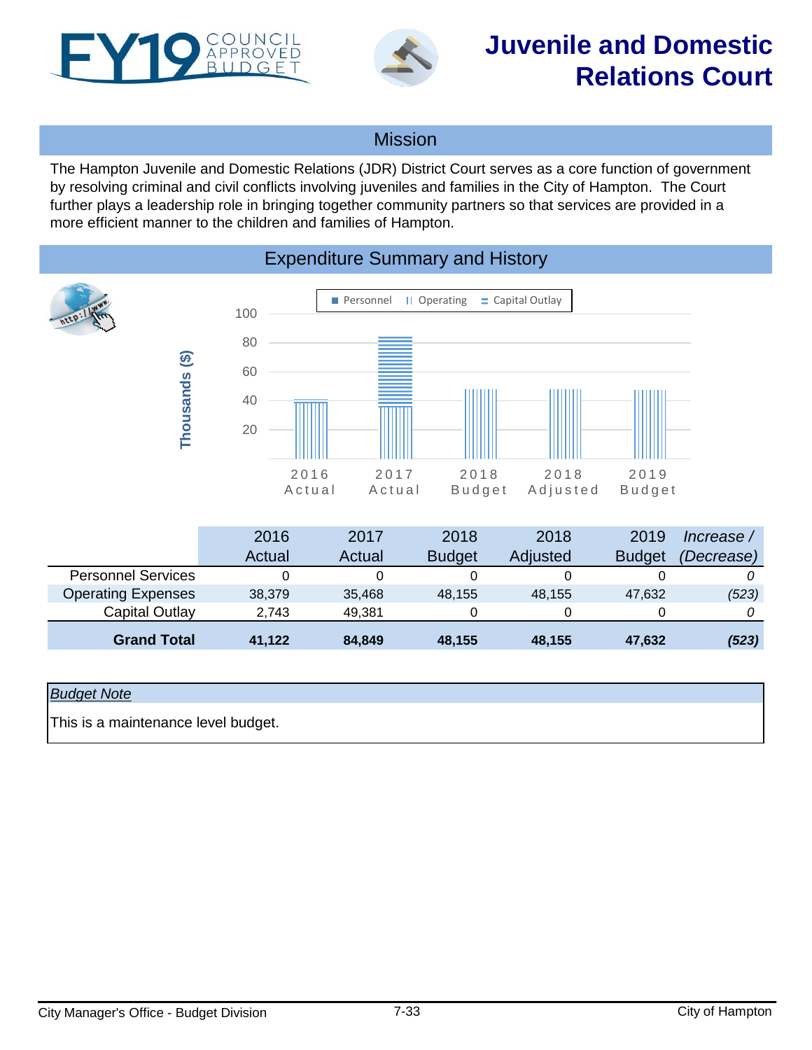# Juvenile and Domestic Relations Court

## Mission

The Hampton Juvenile and Domestic Relations (JDR) District Court serves as a core function of government by resolving criminal and civil conflicts involving juveniles and families in the City of Hampton. The Court further plays a leadership role in bringing together community partners so that services are provided in a more efficient manner to the children and families of Hampton.

## Expenditure Summary and History

| | 2016 Actual | 2017 Actual | 2018 Budget | 2018 Adjusted | 2019 Budget | *Increase / (Decrease)* |
|---|---|---|---|---|---|---|
| Personnel Services | 0 | 0 | 0 | 0 | 0 | *0* |
| Operating Expenses | 38,379 | 35,468 | 48,155 | 48,155 | 47,632 | *(523)* |
| Capital Outlay | 2,743 | 49,381 | 0 | 0 | 0 | *0* |
| **Grand Total** | **41,122** | **84,849** | **48,155** | **48,155** | **47,632** | ***(523)*** |

*Budget Note*

This is a maintenance level budget.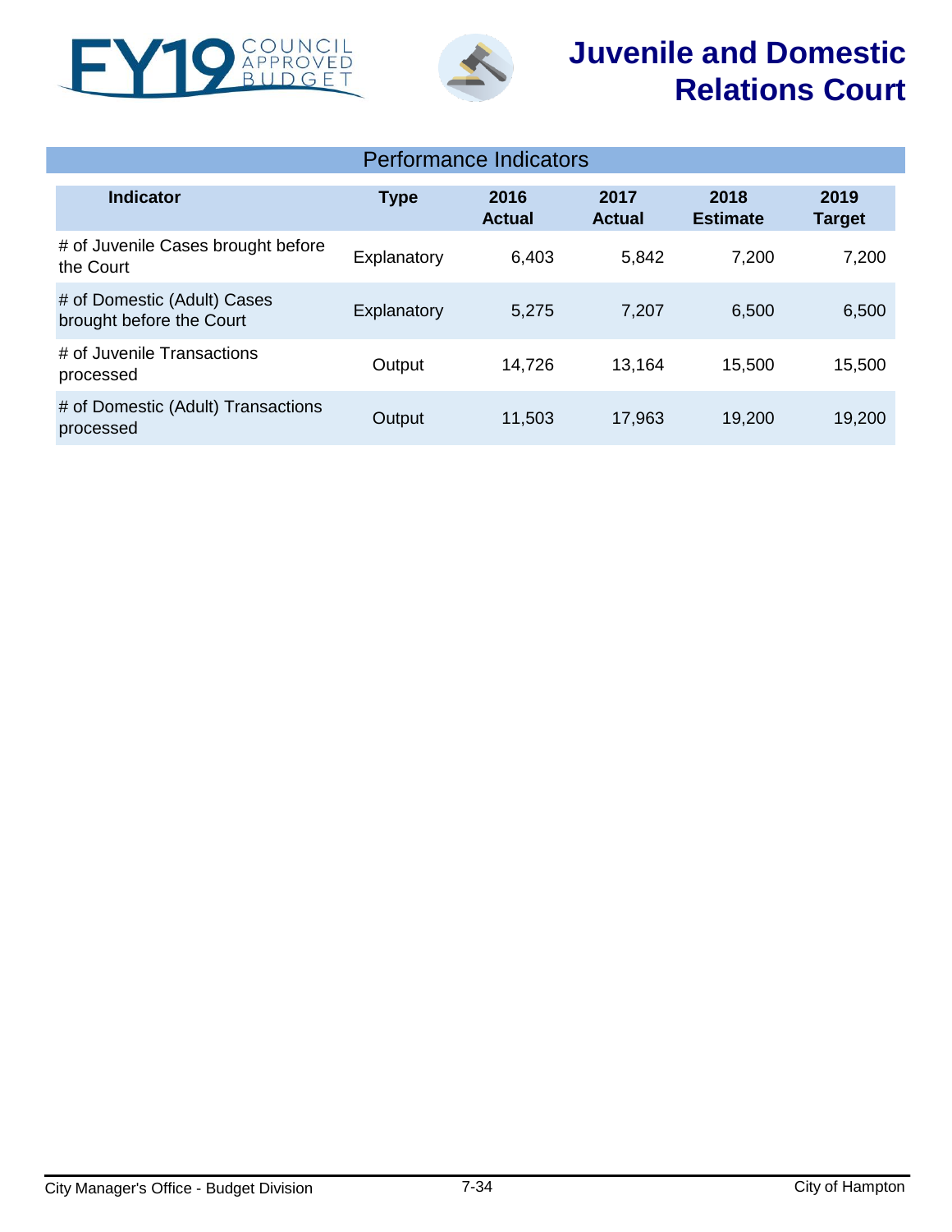# Juvenile and Domestic Relations Court

## Performance Indicators

| Indicator | Type | 2016 Actual | 2017 Actual | 2018 Estimate | 2019 Target |
|---|---|---|---|---|---|
| # of Juvenile Cases brought before the Court | Explanatory | 6,403 | 5,842 | 7,200 | 7,200 |
| # of Domestic (Adult) Cases brought before the Court | Explanatory | 5,275 | 7,207 | 6,500 | 6,500 |
| # of Juvenile Transactions processed | Output | 14,726 | 13,164 | 15,500 | 15,500 |
| # of Domestic (Adult) Transactions processed | Output | 11,503 | 17,963 | 19,200 | 19,200 |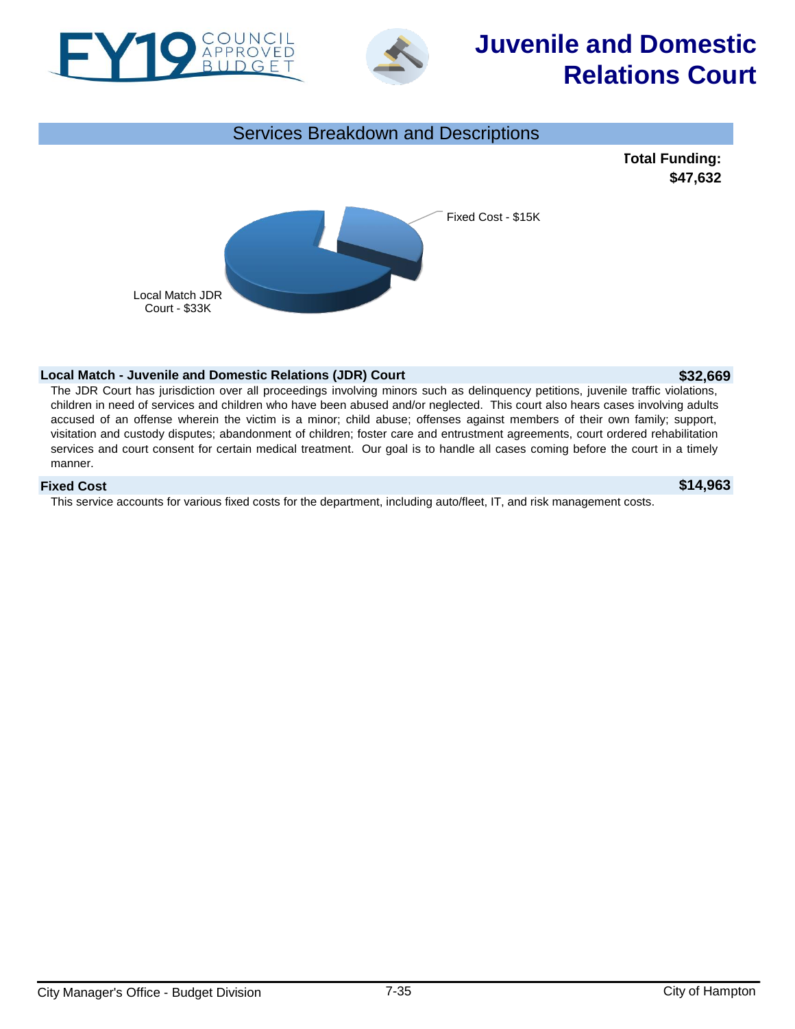# Juvenile and Domestic Relations Court

## Services Breakdown and Descriptions

**Total Funding: $47,632**

Fixed Cost - $15K

Local Match JDR Court - $33K

### Local Match - Juvenile and Domestic Relations (JDR) Court — $32,669

The JDR Court has jurisdiction over all proceedings involving minors such as delinquency petitions, juvenile traffic violations, children in need of services and children who have been abused and/or neglected. This court also hears cases involving adults accused of an offense wherein the victim is a minor; child abuse; offenses against members of their own family; support, visitation and custody disputes; abandonment of children; foster care and entrustment agreements, court ordered rehabilitation services and court consent for certain medical treatment. Our goal is to handle all cases coming before the court in a timely manner.

### Fixed Cost — $14,963

This service accounts for various fixed costs for the department, including auto/fleet, IT, and risk management costs.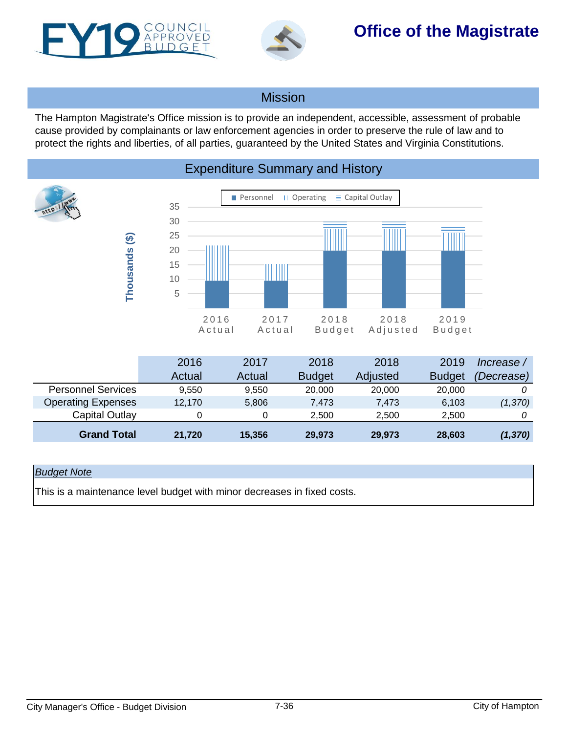FY19 COUNCIL APPROVED BUDGET

# Office of the Magistrate

## Mission

The Hampton Magistrate's Office mission is to provide an independent, accessible, assessment of probable cause provided by complainants or law enforcement agencies in order to preserve the rule of law and to protect the rights and liberties, of all parties, guaranteed by the United States and Virginia Constitutions.

## Expenditure Summary and History

| | 2016 Actual | 2017 Actual | 2018 Budget | 2018 Adjusted | 2019 Budget | *Increase / (Decrease)* |
|---|---|---|---|---|---|---|
| Personnel Services | 9,550 | 9,550 | 20,000 | 20,000 | 20,000 | *0* |
| Operating Expenses | 12,170 | 5,806 | 7,473 | 7,473 | 6,103 | *(1,370)* |
| Capital Outlay | 0 | 0 | 2,500 | 2,500 | 2,500 | *0* |
| **Grand Total** | **21,720** | **15,356** | **29,973** | **29,973** | **28,603** | ***(1,370)*** |

*Budget Note*

This is a maintenance level budget with minor decreases in fixed costs.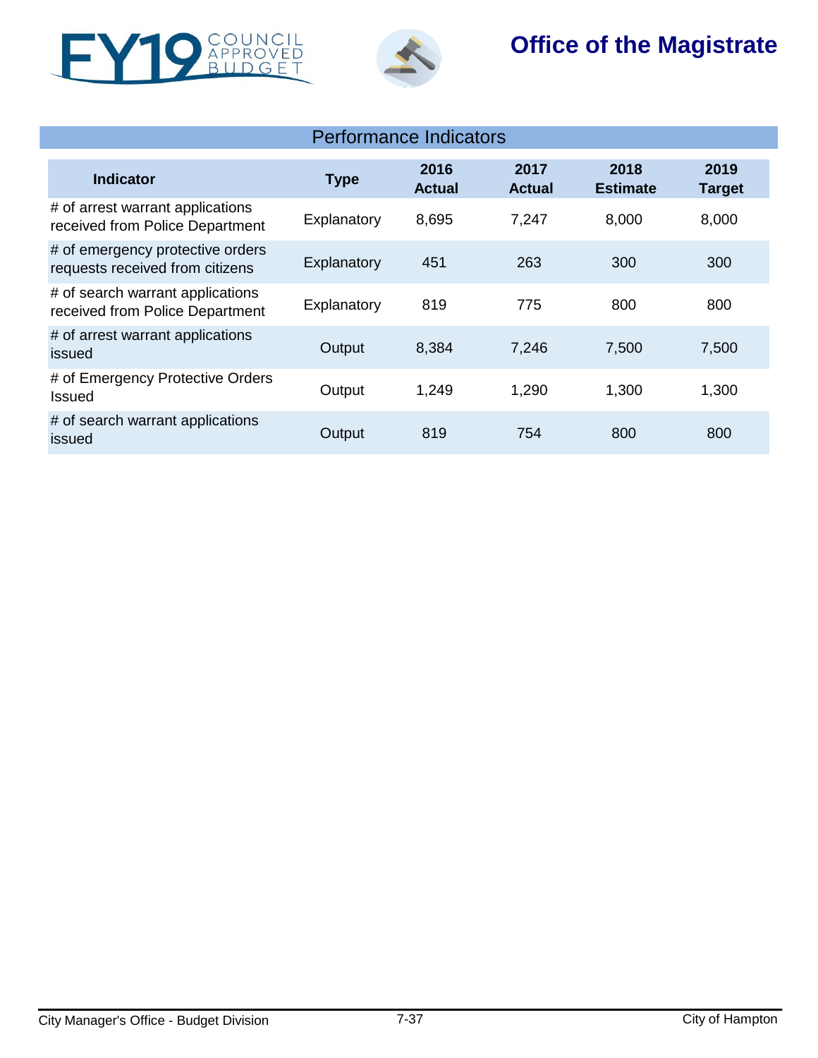# Office of the Magistrate

## Performance Indicators

| Indicator | Type | 2016 Actual | 2017 Actual | 2018 Estimate | 2019 Target |
|---|---|---|---|---|---|
| # of arrest warrant applications received from Police Department | Explanatory | 8,695 | 7,247 | 8,000 | 8,000 |
| # of emergency protective orders requests received from citizens | Explanatory | 451 | 263 | 300 | 300 |
| # of search warrant applications received from Police Department | Explanatory | 819 | 775 | 800 | 800 |
| # of arrest warrant applications issued | Output | 8,384 | 7,246 | 7,500 | 7,500 |
| # of Emergency Protective Orders Issued | Output | 1,249 | 1,290 | 1,300 | 1,300 |
| # of search warrant applications issued | Output | 819 | 754 | 800 | 800 |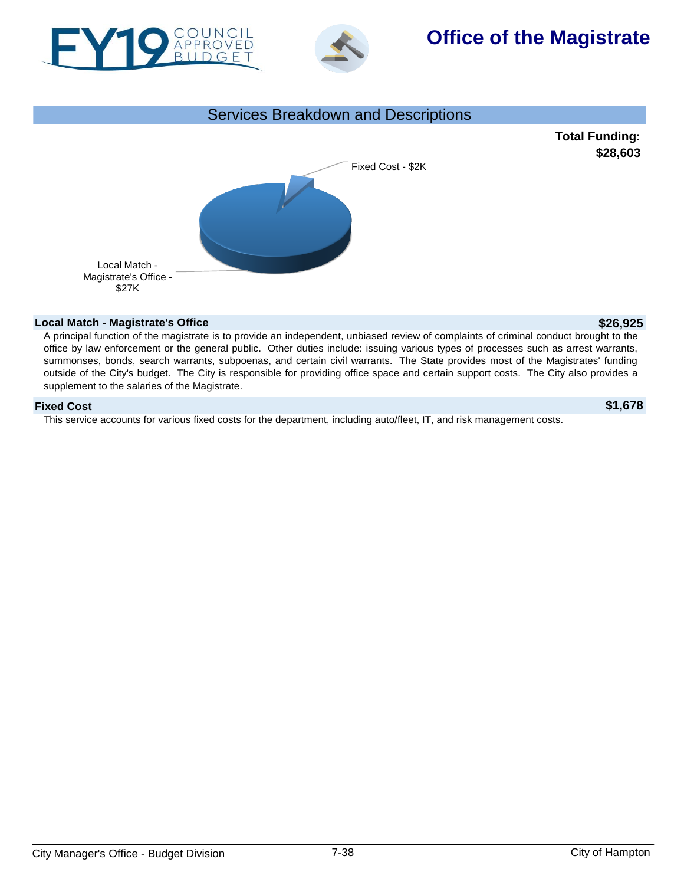# Office of the Magistrate

FY19 COUNCIL APPROVED BUDGET

## Services Breakdown and Descriptions

**Total Funding: $28,603**

Fixed Cost - $2K

Local Match - Magistrate's Office - $27K

### Local Match - Magistrate's Office — $26,925

A principal function of the magistrate is to provide an independent, unbiased review of complaints of criminal conduct brought to the office by law enforcement or the general public. Other duties include: issuing various types of processes such as arrest warrants, summonses, bonds, search warrants, subpoenas, and certain civil warrants. The State provides most of the Magistrates' funding outside of the City's budget. The City is responsible for providing office space and certain support costs. The City also provides a supplement to the salaries of the Magistrate.

### Fixed Cost — $1,678

This service accounts for various fixed costs for the department, including auto/fleet, IT, and risk management costs.